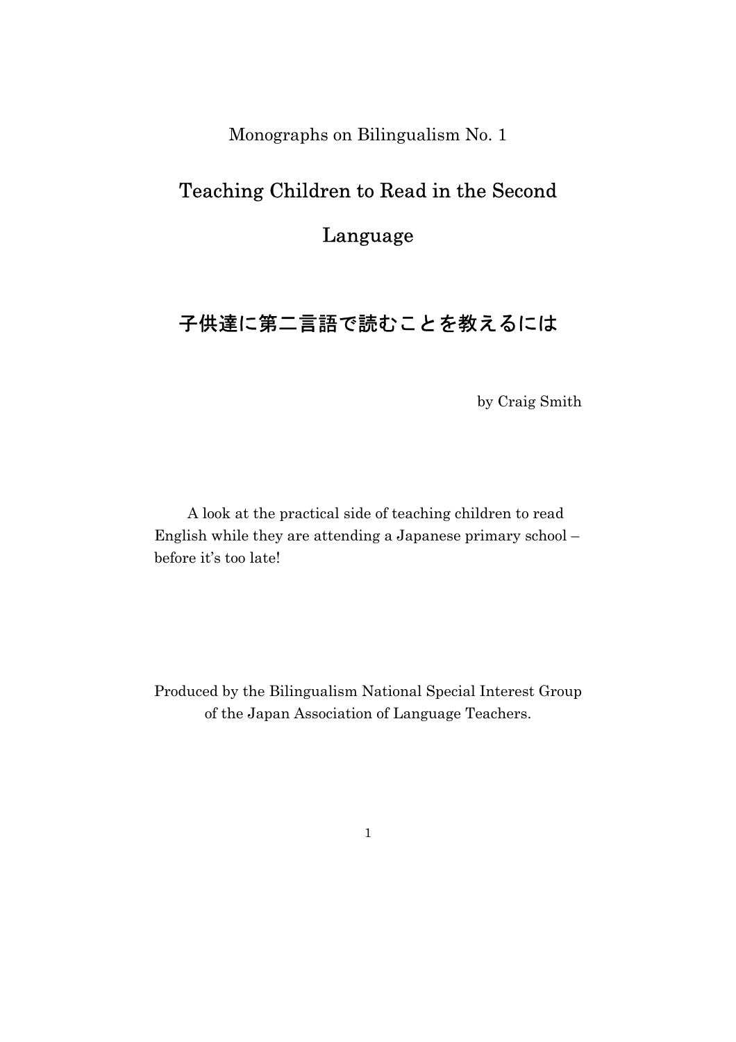Monographs on Bilingualism No. 1

# Teaching Children to Read in the Second Language

# 子供達に第二言語で読むことを教えるには

by Craig Smith

A look at the practical side of teaching children to read English while they are attending a Japanese primary school – before it's too late!

Produced by the Bilingualism National Special Interest Group of the Japan Association of Language Teachers.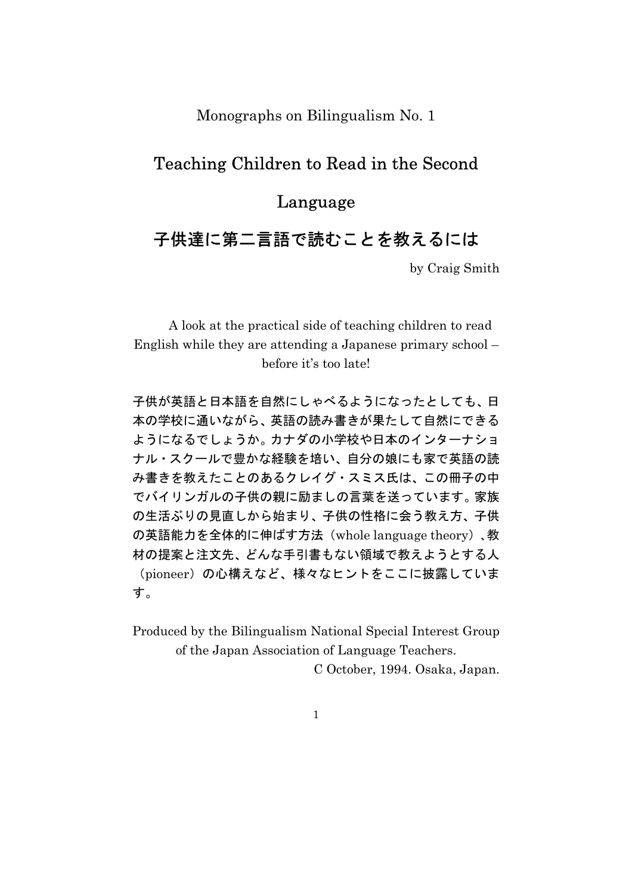Monographs on Bilingualism No. 1

# Teaching Children to Read in the Second Language

# 子供達に第二言語で読むことを教えるには

by Craig Smith

A look at the practical side of teaching children to read English while they are attending a Japanese primary school – before it's too late!

子供が英語と日本語を自然にしゃべるようになったとしても、日本の学校に通いながら、英語の読み書きが果たして自然にできるようになるでしょうか。カナダの小学校や日本のインターナショナル・スクールで豊かな経験を培い、自分の娘にも家で英語の読み書きを教えたことのあるクレイグ・スミス氏は、この冊子の中でバイリンガルの子供の親に励ましの言葉を送っています。家族の生活ぶりの見直しから始まり、子供の性格に会う教え方、子供の英語能力を全体的に伸ばす方法（whole language theory）、教材の提案と注文先、どんな手引書もない領域で教えようとする人（pioneer）の心構えなど、様々なヒントをここに披露しています。

Produced by the Bilingualism National Special Interest Group of the Japan Association of Language Teachers.

C October, 1994. Osaka, Japan.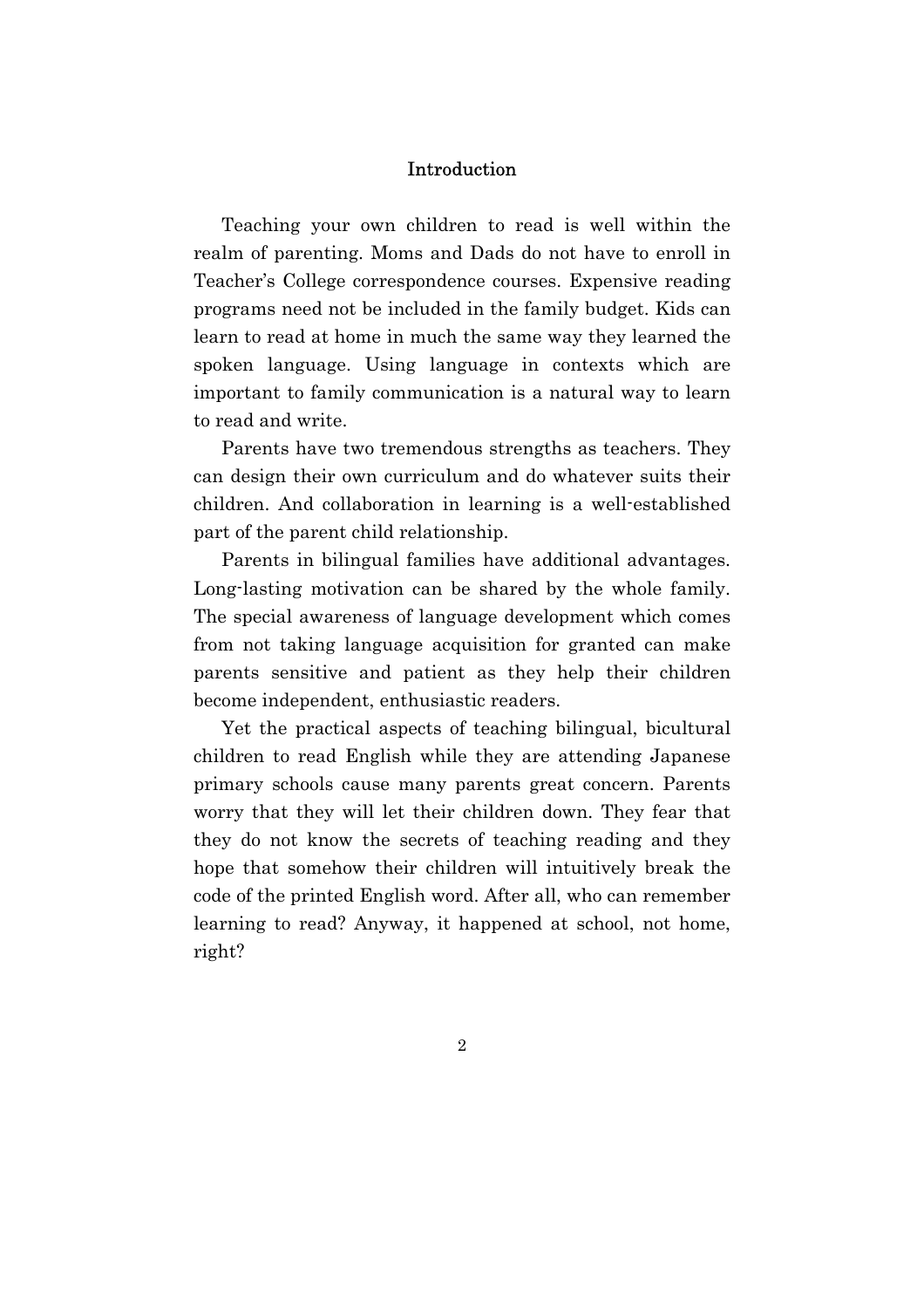# Introduction

Teaching your own children to read is well within the realm of parenting. Moms and Dads do not have to enroll in Teacher's College correspondence courses. Expensive reading programs need not be included in the family budget. Kids can learn to read at home in much the same way they learned the spoken language. Using language in contexts which are important to family communication is a natural way to learn to read and write.

Parents have two tremendous strengths as teachers. They can design their own curriculum and do whatever suits their children. And collaboration in learning is a well-established part of the parent child relationship.

Parents in bilingual families have additional advantages. Long-lasting motivation can be shared by the whole family. The special awareness of language development which comes from not taking language acquisition for granted can make parents sensitive and patient as they help their children become independent, enthusiastic readers.

Yet the practical aspects of teaching bilingual, bicultural children to read English while they are attending Japanese primary schools cause many parents great concern. Parents worry that they will let their children down. They fear that they do not know the secrets of teaching reading and they hope that somehow their children will intuitively break the code of the printed English word. After all, who can remember learning to read? Anyway, it happened at school, not home, right?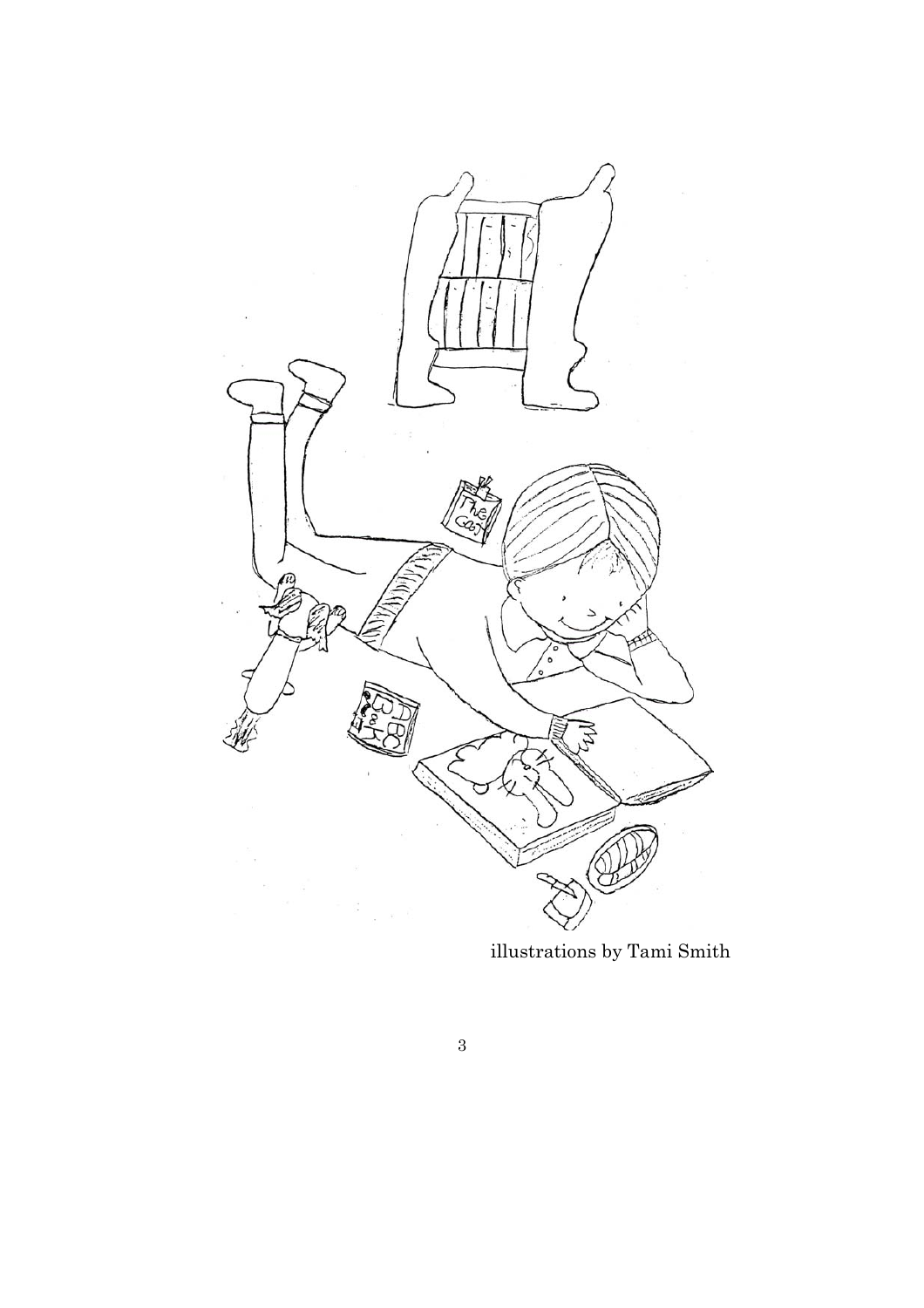illustrations by Tami Smith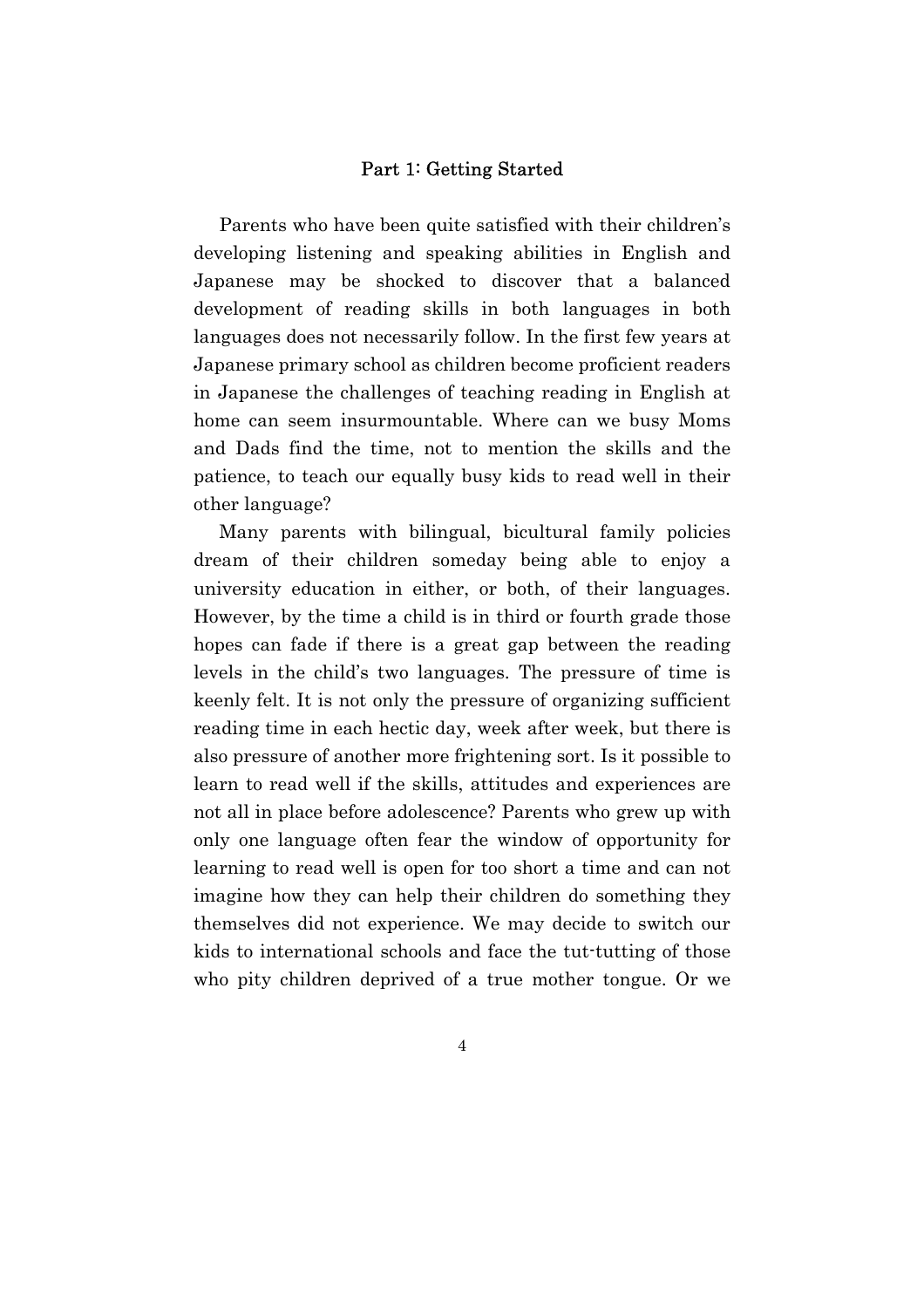## Part 1: Getting Started

Parents who have been quite satisfied with their children's developing listening and speaking abilities in English and Japanese may be shocked to discover that a balanced development of reading skills in both languages in both languages does not necessarily follow. In the first few years at Japanese primary school as children become proficient readers in Japanese the challenges of teaching reading in English at home can seem insurmountable. Where can we busy Moms and Dads find the time, not to mention the skills and the patience, to teach our equally busy kids to read well in their other language?

Many parents with bilingual, bicultural family policies dream of their children someday being able to enjoy a university education in either, or both, of their languages. However, by the time a child is in third or fourth grade those hopes can fade if there is a great gap between the reading levels in the child's two languages. The pressure of time is keenly felt. It is not only the pressure of organizing sufficient reading time in each hectic day, week after week, but there is also pressure of another more frightening sort. Is it possible to learn to read well if the skills, attitudes and experiences are not all in place before adolescence? Parents who grew up with only one language often fear the window of opportunity for learning to read well is open for too short a time and can not imagine how they can help their children do something they themselves did not experience. We may decide to switch our kids to international schools and face the tut-tutting of those who pity children deprived of a true mother tongue. Or we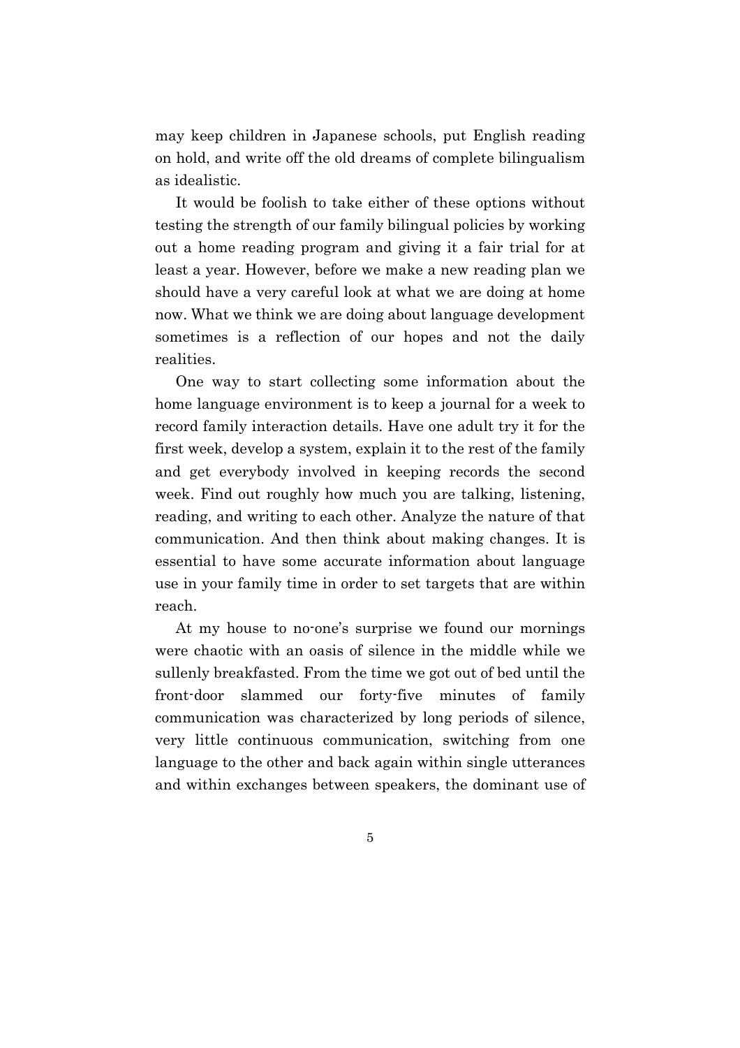may keep children in Japanese schools, put English reading on hold, and write off the old dreams of complete bilingualism as idealistic.

It would be foolish to take either of these options without testing the strength of our family bilingual policies by working out a home reading program and giving it a fair trial for at least a year. However, before we make a new reading plan we should have a very careful look at what we are doing at home now. What we think we are doing about language development sometimes is a reflection of our hopes and not the daily realities.

One way to start collecting some information about the home language environment is to keep a journal for a week to record family interaction details. Have one adult try it for the first week, develop a system, explain it to the rest of the family and get everybody involved in keeping records the second week. Find out roughly how much you are talking, listening, reading, and writing to each other. Analyze the nature of that communication. And then think about making changes. It is essential to have some accurate information about language use in your family time in order to set targets that are within reach.

At my house to no-one's surprise we found our mornings were chaotic with an oasis of silence in the middle while we sullenly breakfasted. From the time we got out of bed until the front-door slammed our forty-five minutes of family communication was characterized by long periods of silence, very little continuous communication, switching from one language to the other and back again within single utterances and within exchanges between speakers, the dominant use of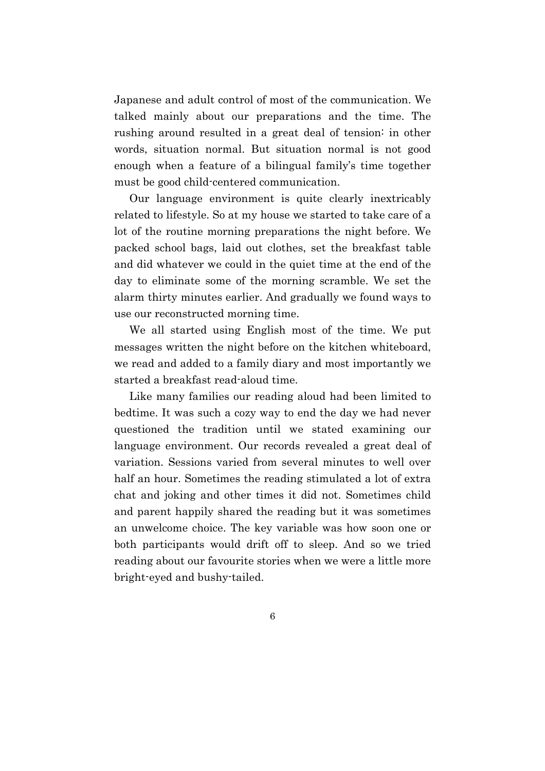Japanese and adult control of most of the communication. We talked mainly about our preparations and the time. The rushing around resulted in a great deal of tension: in other words, situation normal. But situation normal is not good enough when a feature of a bilingual family's time together must be good child-centered communication.

Our language environment is quite clearly inextricably related to lifestyle. So at my house we started to take care of a lot of the routine morning preparations the night before. We packed school bags, laid out clothes, set the breakfast table and did whatever we could in the quiet time at the end of the day to eliminate some of the morning scramble. We set the alarm thirty minutes earlier. And gradually we found ways to use our reconstructed morning time.

We all started using English most of the time. We put messages written the night before on the kitchen whiteboard, we read and added to a family diary and most importantly we started a breakfast read-aloud time.

Like many families our reading aloud had been limited to bedtime. It was such a cozy way to end the day we had never questioned the tradition until we stated examining our language environment. Our records revealed a great deal of variation. Sessions varied from several minutes to well over half an hour. Sometimes the reading stimulated a lot of extra chat and joking and other times it did not. Sometimes child and parent happily shared the reading but it was sometimes an unwelcome choice. The key variable was how soon one or both participants would drift off to sleep. And so we tried reading about our favourite stories when we were a little more bright-eyed and bushy-tailed.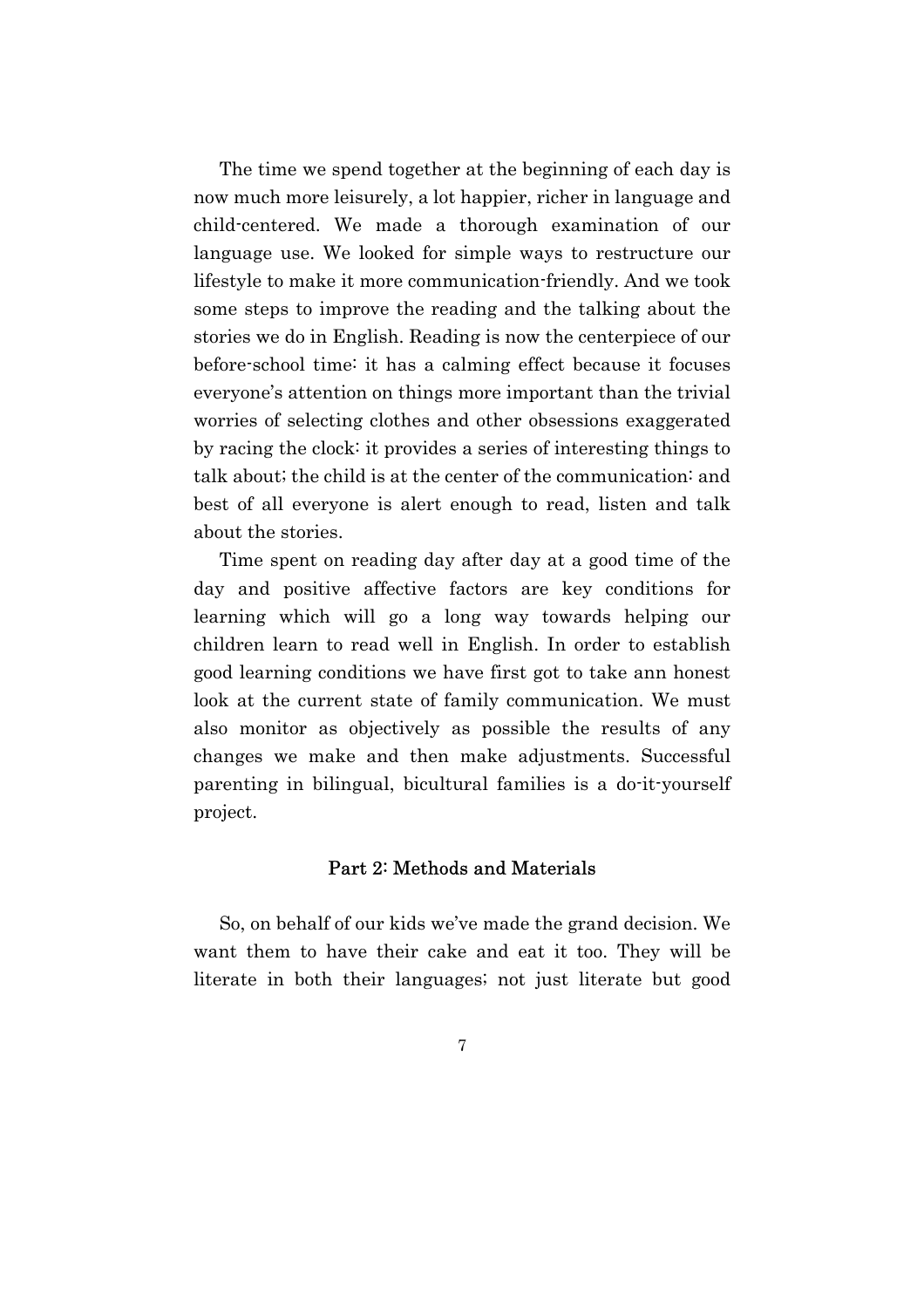The time we spend together at the beginning of each day is now much more leisurely, a lot happier, richer in language and child-centered. We made a thorough examination of our language use. We looked for simple ways to restructure our lifestyle to make it more communication-friendly. And we took some steps to improve the reading and the talking about the stories we do in English. Reading is now the centerpiece of our before-school time: it has a calming effect because it focuses everyone's attention on things more important than the trivial worries of selecting clothes and other obsessions exaggerated by racing the clock: it provides a series of interesting things to talk about; the child is at the center of the communication: and best of all everyone is alert enough to read, listen and talk about the stories.

Time spent on reading day after day at a good time of the day and positive affective factors are key conditions for learning which will go a long way towards helping our children learn to read well in English. In order to establish good learning conditions we have first got to take ann honest look at the current state of family communication. We must also monitor as objectively as possible the results of any changes we make and then make adjustments. Successful parenting in bilingual, bicultural families is a do-it-yourself project.

## Part 2: Methods and Materials

So, on behalf of our kids we've made the grand decision. We want them to have their cake and eat it too. They will be literate in both their languages; not just literate but good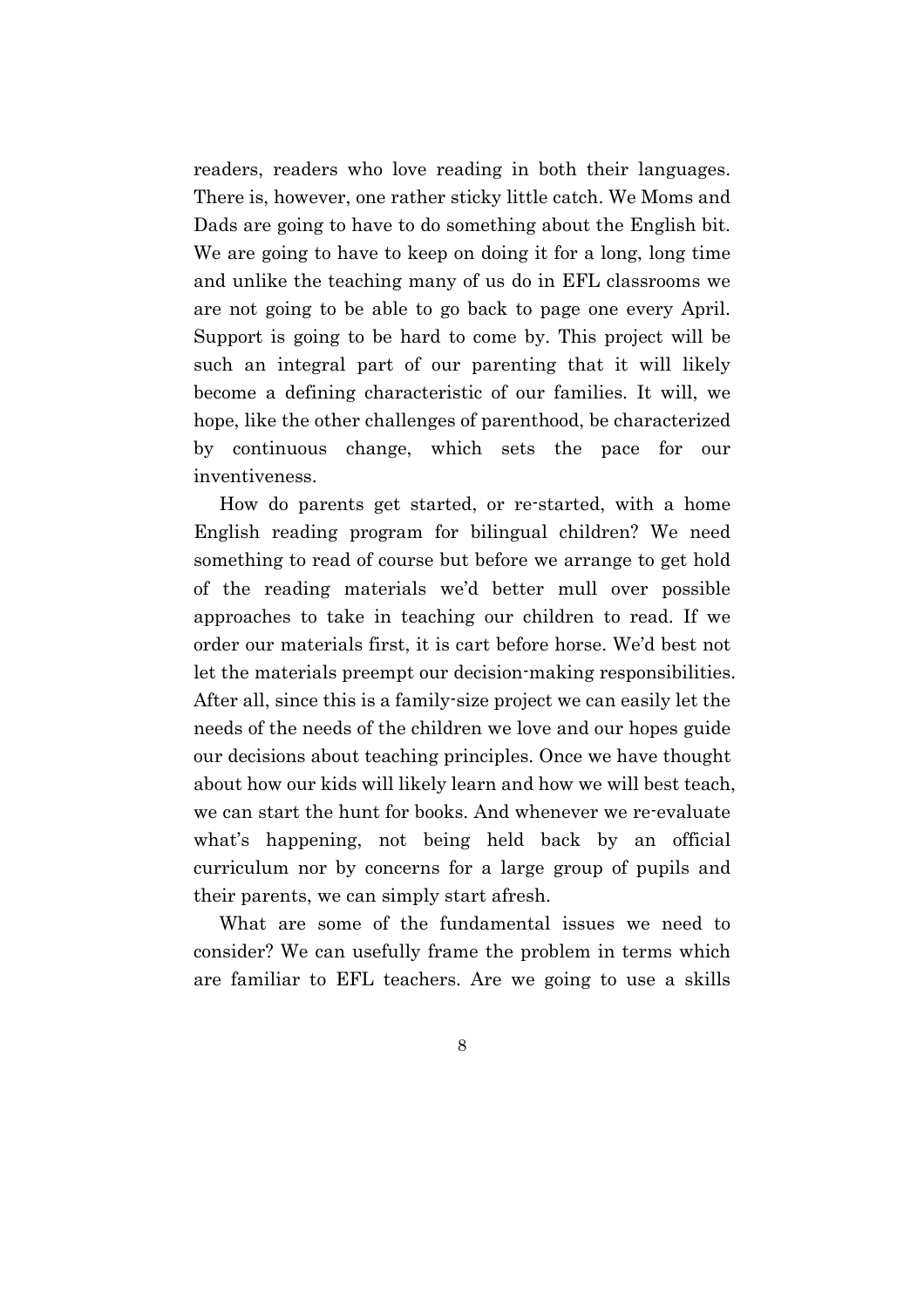readers, readers who love reading in both their languages. There is, however, one rather sticky little catch. We Moms and Dads are going to have to do something about the English bit. We are going to have to keep on doing it for a long, long time and unlike the teaching many of us do in EFL classrooms we are not going to be able to go back to page one every April. Support is going to be hard to come by. This project will be such an integral part of our parenting that it will likely become a defining characteristic of our families. It will, we hope, like the other challenges of parenthood, be characterized by continuous change, which sets the pace for our inventiveness.

How do parents get started, or re-started, with a home English reading program for bilingual children? We need something to read of course but before we arrange to get hold of the reading materials we'd better mull over possible approaches to take in teaching our children to read. If we order our materials first, it is cart before horse. We'd best not let the materials preempt our decision-making responsibilities. After all, since this is a family-size project we can easily let the needs of the needs of the children we love and our hopes guide our decisions about teaching principles. Once we have thought about how our kids will likely learn and how we will best teach, we can start the hunt for books. And whenever we re-evaluate what's happening, not being held back by an official curriculum nor by concerns for a large group of pupils and their parents, we can simply start afresh.

What are some of the fundamental issues we need to consider? We can usefully frame the problem in terms which are familiar to EFL teachers. Are we going to use a skills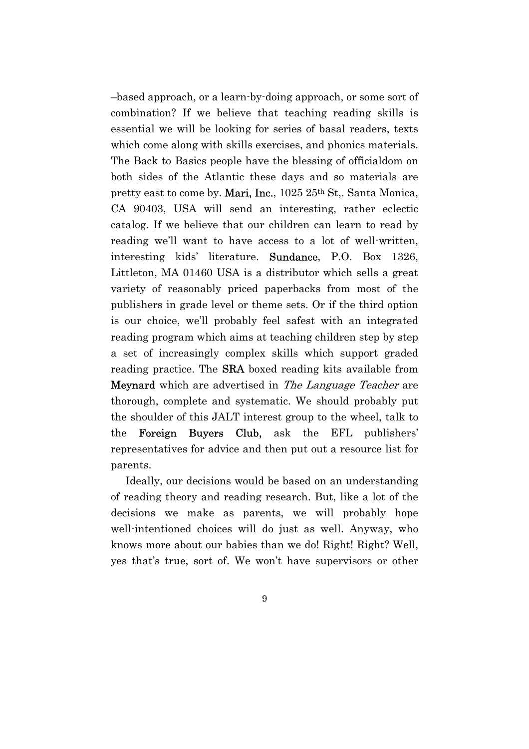–based approach, or a learn-by-doing approach, or some sort of combination? If we believe that teaching reading skills is essential we will be looking for series of basal readers, texts which come along with skills exercises, and phonics materials. The Back to Basics people have the blessing of officialdom on both sides of the Atlantic these days and so materials are pretty east to come by. **Mari, Inc.**, 1025 25th St,. Santa Monica, CA 90403, USA will send an interesting, rather eclectic catalog. If we believe that our children can learn to read by reading we'll want to have access to a lot of well-written, interesting kids' literature. **Sundance**, P.O. Box 1326, Littleton, MA 01460 USA is a distributor which sells a great variety of reasonably priced paperbacks from most of the publishers in grade level or theme sets. Or if the third option is our choice, we'll probably feel safest with an integrated reading program which aims at teaching children step by step a set of increasingly complex skills which support graded reading practice. The **SRA** boxed reading kits available from **Meynard** which are advertised in *The Language Teacher* are thorough, complete and systematic. We should probably put the shoulder of this JALT interest group to the wheel, talk to the **Foreign Buyers Club,** ask the EFL publishers' representatives for advice and then put out a resource list for parents.

Ideally, our decisions would be based on an understanding of reading theory and reading research. But, like a lot of the decisions we make as parents, we will probably hope well-intentioned choices will do just as well. Anyway, who knows more about our babies than we do! Right! Right? Well, yes that's true, sort of. We won't have supervisors or other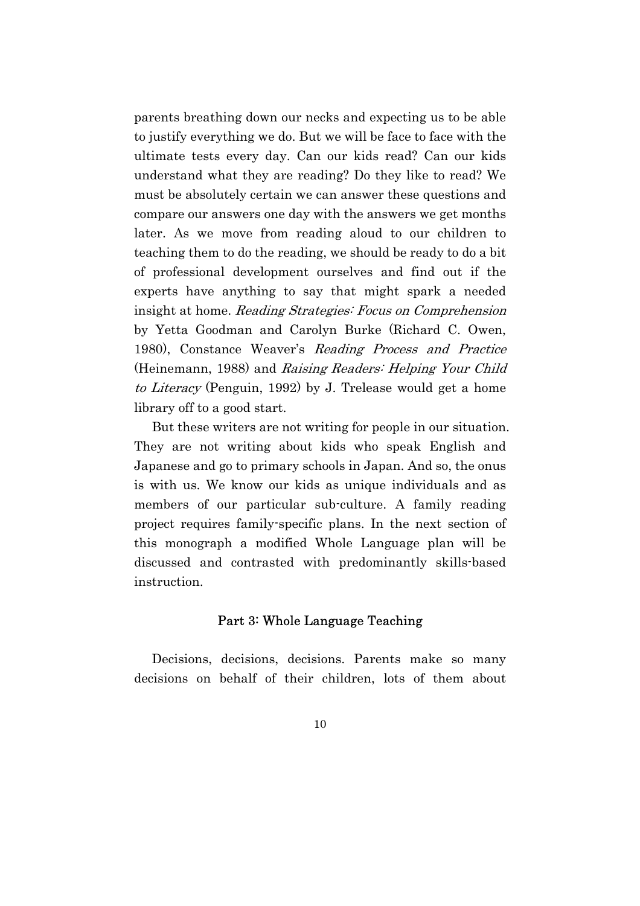parents breathing down our necks and expecting us to be able to justify everything we do. But we will be face to face with the ultimate tests every day. Can our kids read? Can our kids understand what they are reading? Do they like to read? We must be absolutely certain we can answer these questions and compare our answers one day with the answers we get months later. As we move from reading aloud to our children to teaching them to do the reading, we should be ready to do a bit of professional development ourselves and find out if the experts have anything to say that might spark a needed insight at home. *Reading Strategies: Focus on Comprehension* by Yetta Goodman and Carolyn Burke (Richard C. Owen, 1980), Constance Weaver's *Reading Process and Practice* (Heinemann, 1988) and *Raising Readers: Helping Your Child to Literacy* (Penguin, 1992) by J. Trelease would get a home library off to a good start.

But these writers are not writing for people in our situation. They are not writing about kids who speak English and Japanese and go to primary schools in Japan. And so, the onus is with us. We know our kids as unique individuals and as members of our particular sub-culture. A family reading project requires family-specific plans. In the next section of this monograph a modified Whole Language plan will be discussed and contrasted with predominantly skills-based instruction.

## Part 3: Whole Language Teaching

Decisions, decisions, decisions. Parents make so many decisions on behalf of their children, lots of them about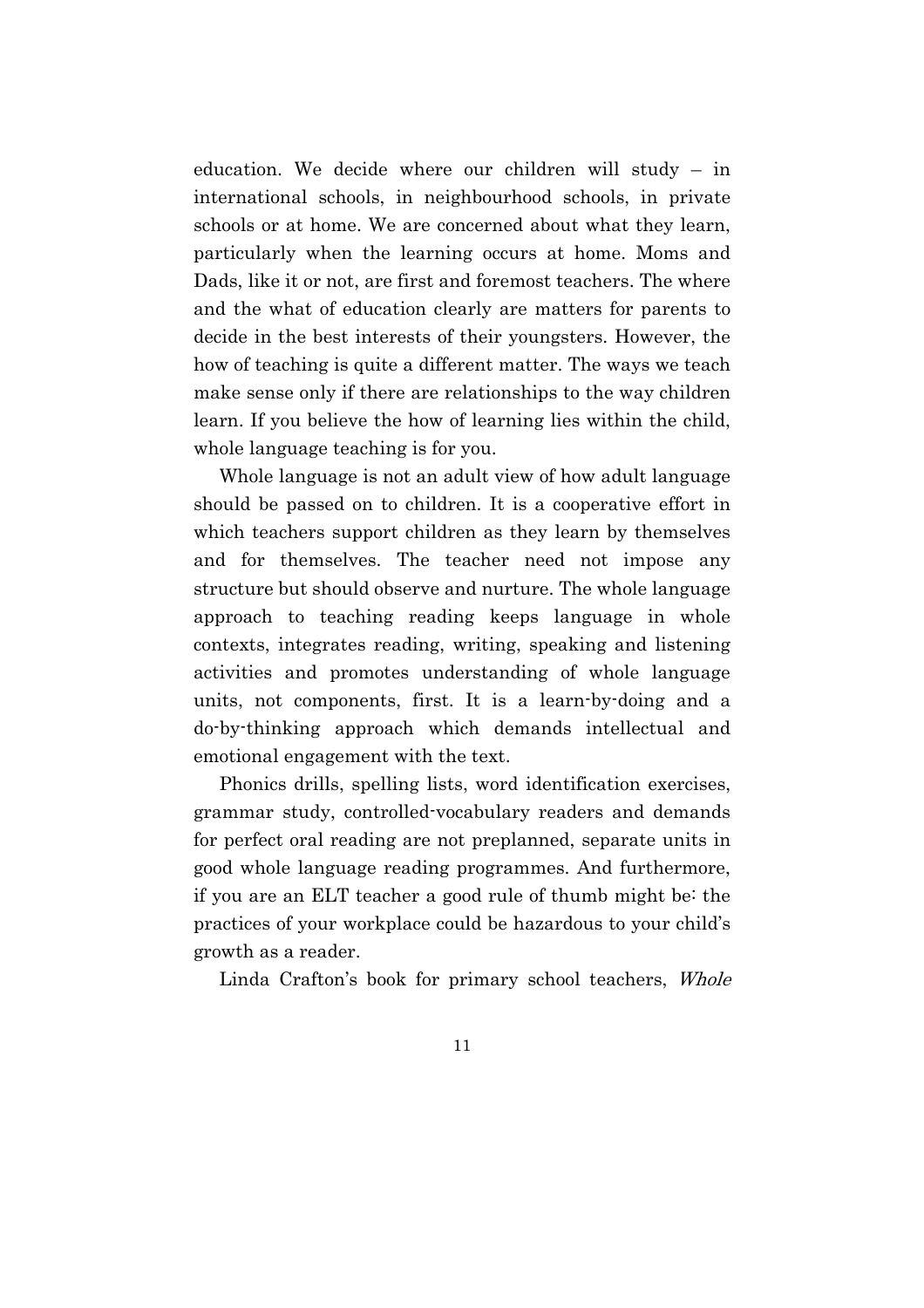education. We decide where our children will study – in international schools, in neighbourhood schools, in private schools or at home. We are concerned about what they learn, particularly when the learning occurs at home. Moms and Dads, like it or not, are first and foremost teachers. The where and the what of education clearly are matters for parents to decide in the best interests of their youngsters. However, the how of teaching is quite a different matter. The ways we teach make sense only if there are relationships to the way children learn. If you believe the how of learning lies within the child, whole language teaching is for you.

Whole language is not an adult view of how adult language should be passed on to children. It is a cooperative effort in which teachers support children as they learn by themselves and for themselves. The teacher need not impose any structure but should observe and nurture. The whole language approach to teaching reading keeps language in whole contexts, integrates reading, writing, speaking and listening activities and promotes understanding of whole language units, not components, first. It is a learn-by-doing and a do-by-thinking approach which demands intellectual and emotional engagement with the text.

Phonics drills, spelling lists, word identification exercises, grammar study, controlled-vocabulary readers and demands for perfect oral reading are not preplanned, separate units in good whole language reading programmes. And furthermore, if you are an ELT teacher a good rule of thumb might be: the practices of your workplace could be hazardous to your child's growth as a reader.

Linda Crafton's book for primary school teachers, *Whole*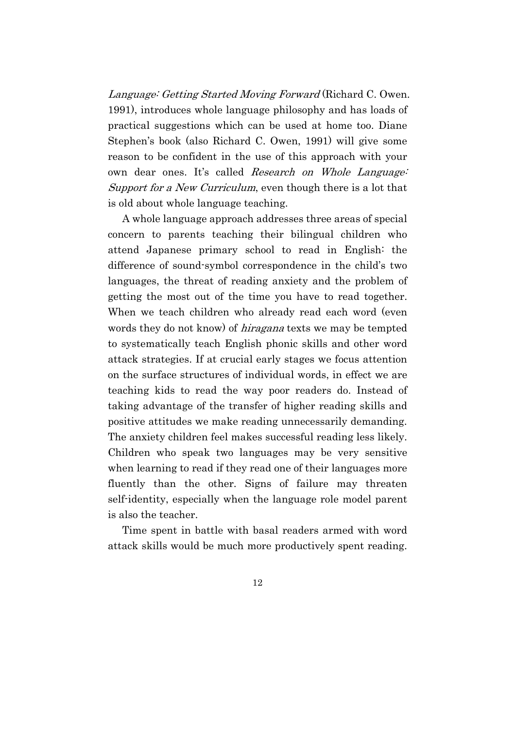*Language: Getting Started Moving Forward* (Richard C. Owen. 1991), introduces whole language philosophy and has loads of practical suggestions which can be used at home too. Diane Stephen's book (also Richard C. Owen, 1991) will give some reason to be confident in the use of this approach with your own dear ones. It's called *Research on Whole Language: Support for a New Curriculum*, even though there is a lot that is old about whole language teaching.

A whole language approach addresses three areas of special concern to parents teaching their bilingual children who attend Japanese primary school to read in English: the difference of sound-symbol correspondence in the child's two languages, the threat of reading anxiety and the problem of getting the most out of the time you have to read together. When we teach children who already read each word (even words they do not know) of *hiragana* texts we may be tempted to systematically teach English phonic skills and other word attack strategies. If at crucial early stages we focus attention on the surface structures of individual words, in effect we are teaching kids to read the way poor readers do. Instead of taking advantage of the transfer of higher reading skills and positive attitudes we make reading unnecessarily demanding. The anxiety children feel makes successful reading less likely. Children who speak two languages may be very sensitive when learning to read if they read one of their languages more fluently than the other. Signs of failure may threaten self-identity, especially when the language role model parent is also the teacher.

Time spent in battle with basal readers armed with word attack skills would be much more productively spent reading.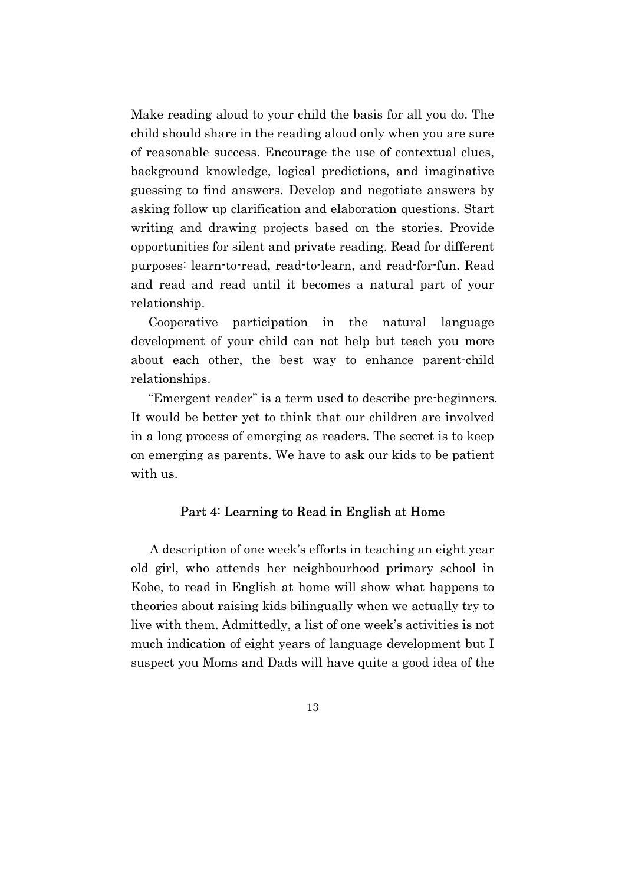Make reading aloud to your child the basis for all you do. The child should share in the reading aloud only when you are sure of reasonable success. Encourage the use of contextual clues, background knowledge, logical predictions, and imaginative guessing to find answers. Develop and negotiate answers by asking follow up clarification and elaboration questions. Start writing and drawing projects based on the stories. Provide opportunities for silent and private reading. Read for different purposes: learn-to-read, read-to-learn, and read-for-fun. Read and read and read until it becomes a natural part of your relationship.

Cooperative participation in the natural language development of your child can not help but teach you more about each other, the best way to enhance parent-child relationships.

"Emergent reader" is a term used to describe pre-beginners. It would be better yet to think that our children are involved in a long process of emerging as readers. The secret is to keep on emerging as parents. We have to ask our kids to be patient with us.

## Part 4: Learning to Read in English at Home

A description of one week's efforts in teaching an eight year old girl, who attends her neighbourhood primary school in Kobe, to read in English at home will show what happens to theories about raising kids bilingually when we actually try to live with them. Admittedly, a list of one week's activities is not much indication of eight years of language development but I suspect you Moms and Dads will have quite a good idea of the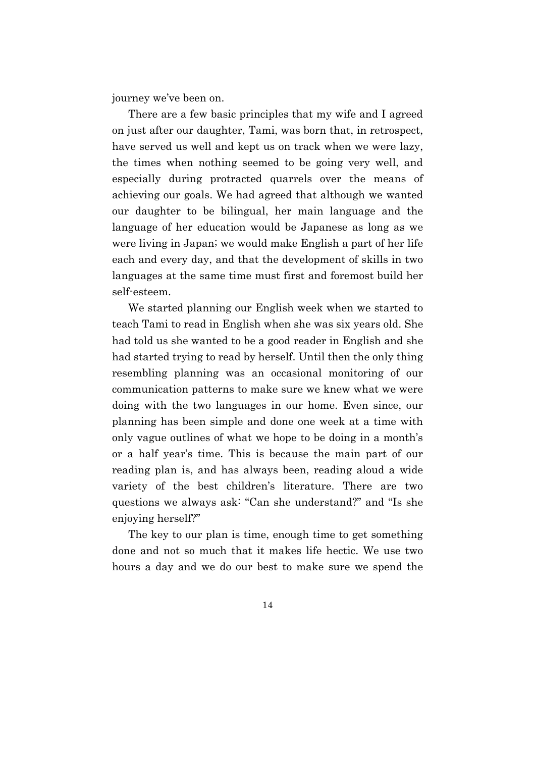journey we've been on.

There are a few basic principles that my wife and I agreed on just after our daughter, Tami, was born that, in retrospect, have served us well and kept us on track when we were lazy, the times when nothing seemed to be going very well, and especially during protracted quarrels over the means of achieving our goals. We had agreed that although we wanted our daughter to be bilingual, her main language and the language of her education would be Japanese as long as we were living in Japan; we would make English a part of her life each and every day, and that the development of skills in two languages at the same time must first and foremost build her self-esteem.

We started planning our English week when we started to teach Tami to read in English when she was six years old. She had told us she wanted to be a good reader in English and she had started trying to read by herself. Until then the only thing resembling planning was an occasional monitoring of our communication patterns to make sure we knew what we were doing with the two languages in our home. Even since, our planning has been simple and done one week at a time with only vague outlines of what we hope to be doing in a month's or a half year's time. This is because the main part of our reading plan is, and has always been, reading aloud a wide variety of the best children's literature. There are two questions we always ask: "Can she understand?" and "Is she enjoying herself?"

The key to our plan is time, enough time to get something done and not so much that it makes life hectic. We use two hours a day and we do our best to make sure we spend the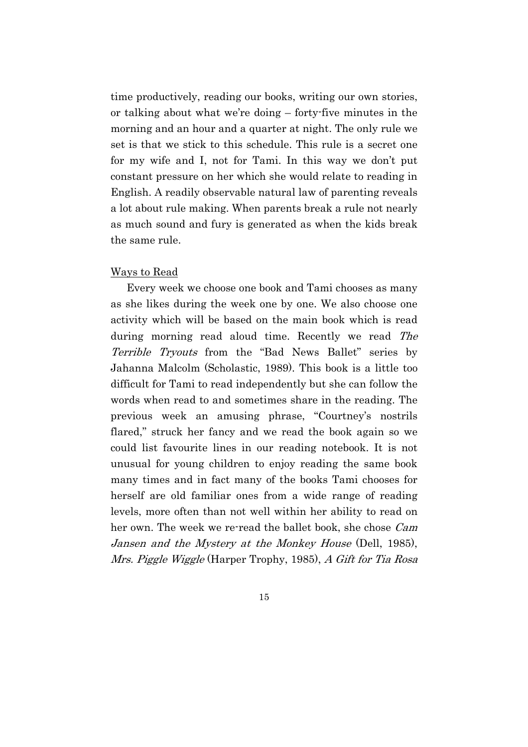time productively, reading our books, writing our own stories, or talking about what we're doing – forty-five minutes in the morning and an hour and a quarter at night. The only rule we set is that we stick to this schedule. This rule is a secret one for my wife and I, not for Tami. In this way we don't put constant pressure on her which she would relate to reading in English. A readily observable natural law of parenting reveals a lot about rule making. When parents break a rule not nearly as much sound and fury is generated as when the kids break the same rule.

Ways to Read

Every week we choose one book and Tami chooses as many as she likes during the week one by one. We also choose one activity which will be based on the main book which is read during morning read aloud time. Recently we read *The Terrible Tryouts* from the "Bad News Ballet" series by Jahanna Malcolm (Scholastic, 1989). This book is a little too difficult for Tami to read independently but she can follow the words when read to and sometimes share in the reading. The previous week an amusing phrase, "Courtney's nostrils flared," struck her fancy and we read the book again so we could list favourite lines in our reading notebook. It is not unusual for young children to enjoy reading the same book many times and in fact many of the books Tami chooses for herself are old familiar ones from a wide range of reading levels, more often than not well within her ability to read on her own. The week we re-read the ballet book, she chose *Cam Jansen and the Mystery at the Monkey House* (Dell, 1985), *Mrs. Piggle Wiggle* (Harper Trophy, 1985), *A Gift for Tia Rosa*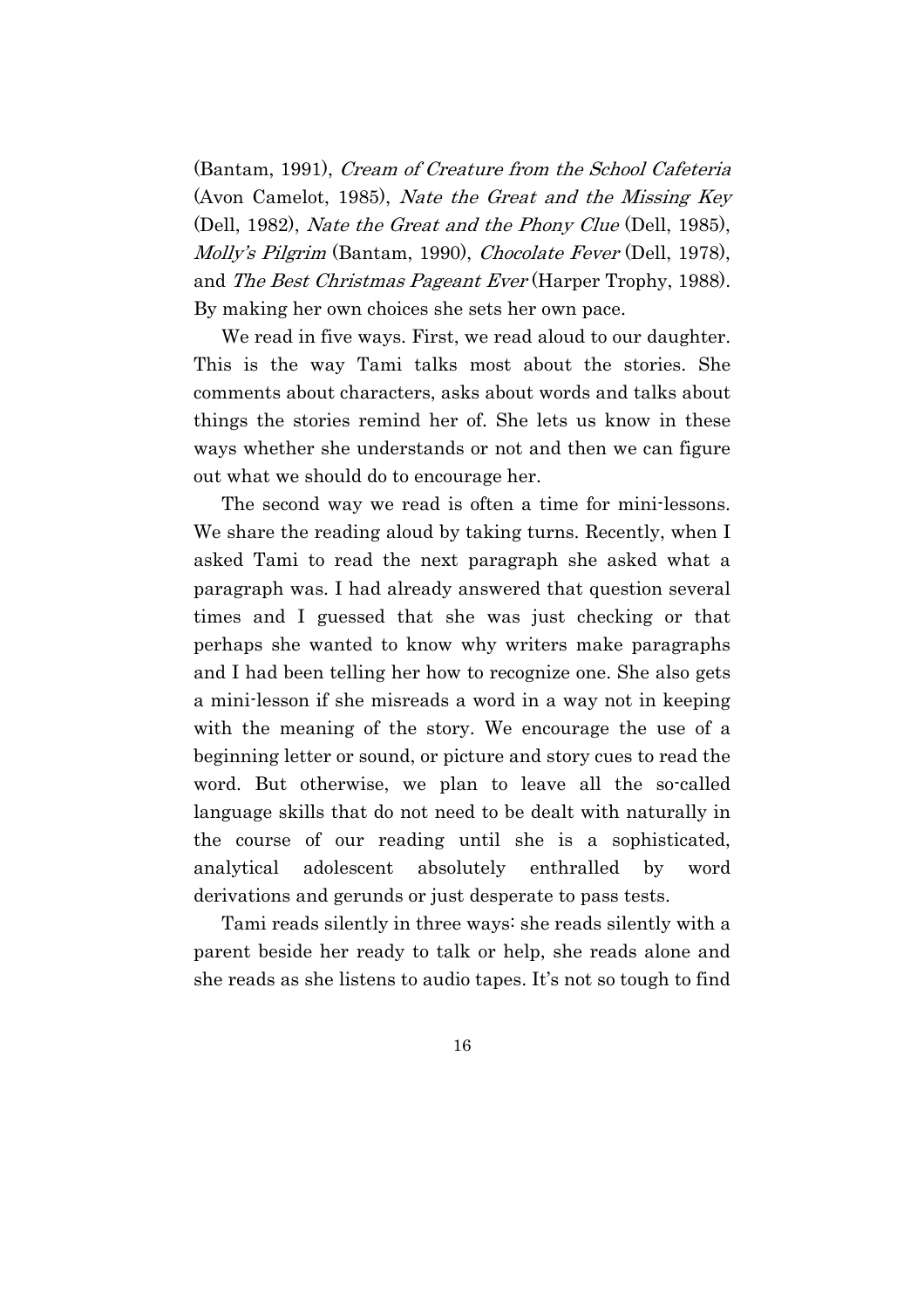(Bantam, 1991), *Cream of Creature from the School Cafeteria* (Avon Camelot, 1985), *Nate the Great and the Missing Key* (Dell, 1982), *Nate the Great and the Phony Clue* (Dell, 1985), *Molly's Pilgrim* (Bantam, 1990), *Chocolate Fever* (Dell, 1978), and *The Best Christmas Pageant Ever* (Harper Trophy, 1988). By making her own choices she sets her own pace.

We read in five ways. First, we read aloud to our daughter. This is the way Tami talks most about the stories. She comments about characters, asks about words and talks about things the stories remind her of. She lets us know in these ways whether she understands or not and then we can figure out what we should do to encourage her.

The second way we read is often a time for mini-lessons. We share the reading aloud by taking turns. Recently, when I asked Tami to read the next paragraph she asked what a paragraph was. I had already answered that question several times and I guessed that she was just checking or that perhaps she wanted to know why writers make paragraphs and I had been telling her how to recognize one. She also gets a mini-lesson if she misreads a word in a way not in keeping with the meaning of the story. We encourage the use of a beginning letter or sound, or picture and story cues to read the word. But otherwise, we plan to leave all the so-called language skills that do not need to be dealt with naturally in the course of our reading until she is a sophisticated, analytical adolescent absolutely enthralled by word derivations and gerunds or just desperate to pass tests.

Tami reads silently in three ways: she reads silently with a parent beside her ready to talk or help, she reads alone and she reads as she listens to audio tapes. It's not so tough to find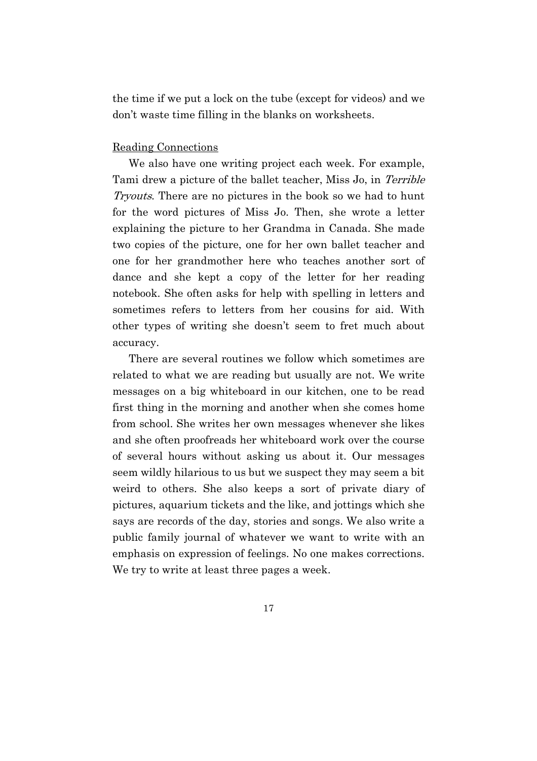the time if we put a lock on the tube (except for videos) and we don't waste time filling in the blanks on worksheets.

<u>Reading Connections</u>

We also have one writing project each week. For example, Tami drew a picture of the ballet teacher, Miss Jo, in *Terrible Tryouts*. There are no pictures in the book so we had to hunt for the word pictures of Miss Jo. Then, she wrote a letter explaining the picture to her Grandma in Canada. She made two copies of the picture, one for her own ballet teacher and one for her grandmother here who teaches another sort of dance and she kept a copy of the letter for her reading notebook. She often asks for help with spelling in letters and sometimes refers to letters from her cousins for aid. With other types of writing she doesn't seem to fret much about accuracy.

There are several routines we follow which sometimes are related to what we are reading but usually are not. We write messages on a big whiteboard in our kitchen, one to be read first thing in the morning and another when she comes home from school. She writes her own messages whenever she likes and she often proofreads her whiteboard work over the course of several hours without asking us about it. Our messages seem wildly hilarious to us but we suspect they may seem a bit weird to others. She also keeps a sort of private diary of pictures, aquarium tickets and the like, and jottings which she says are records of the day, stories and songs. We also write a public family journal of whatever we want to write with an emphasis on expression of feelings. No one makes corrections. We try to write at least three pages a week.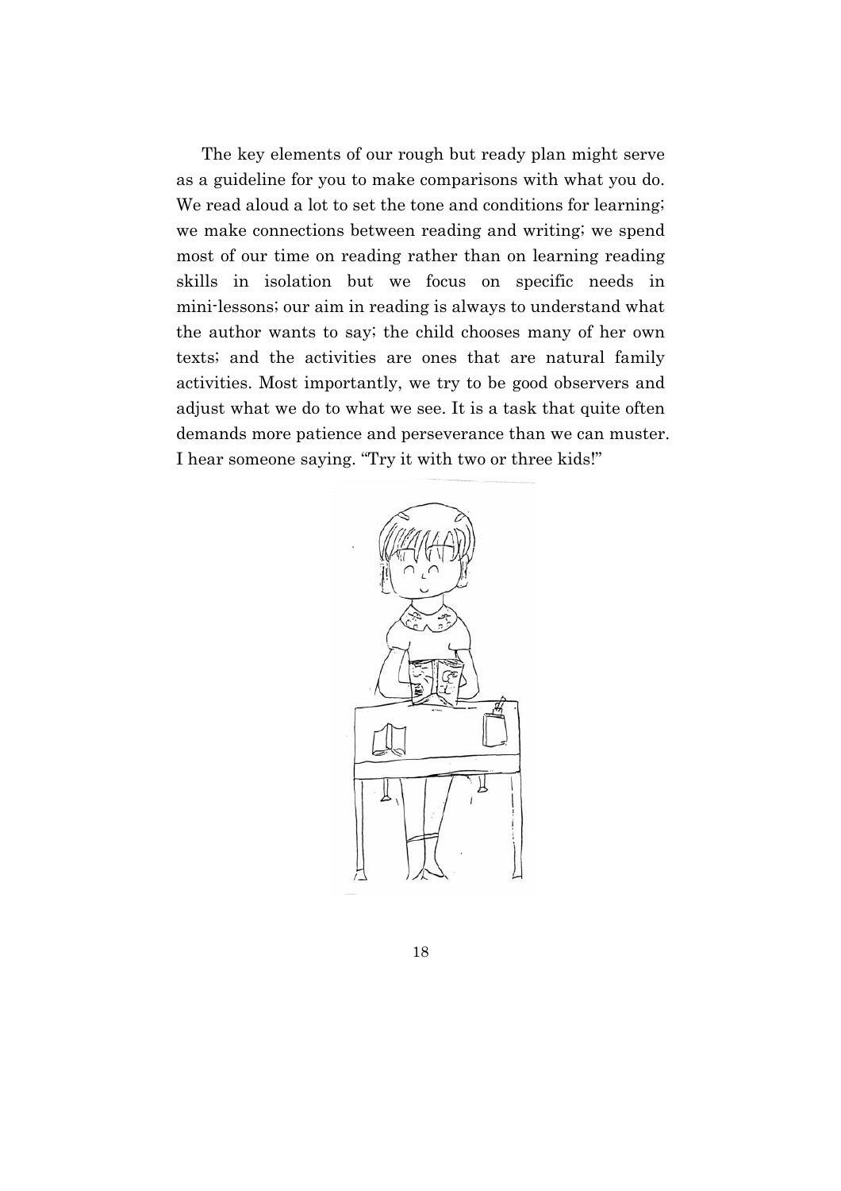The key elements of our rough but ready plan might serve as a guideline for you to make comparisons with what you do. We read aloud a lot to set the tone and conditions for learning; we make connections between reading and writing; we spend most of our time on reading rather than on learning reading skills in isolation but we focus on specific needs in mini-lessons; our aim in reading is always to understand what the author wants to say; the child chooses many of her own texts; and the activities are ones that are natural family activities. Most importantly, we try to be good observers and adjust what we do to what we see. It is a task that quite often demands more patience and perseverance than we can muster. I hear someone saying. "Try it with two or three kids!"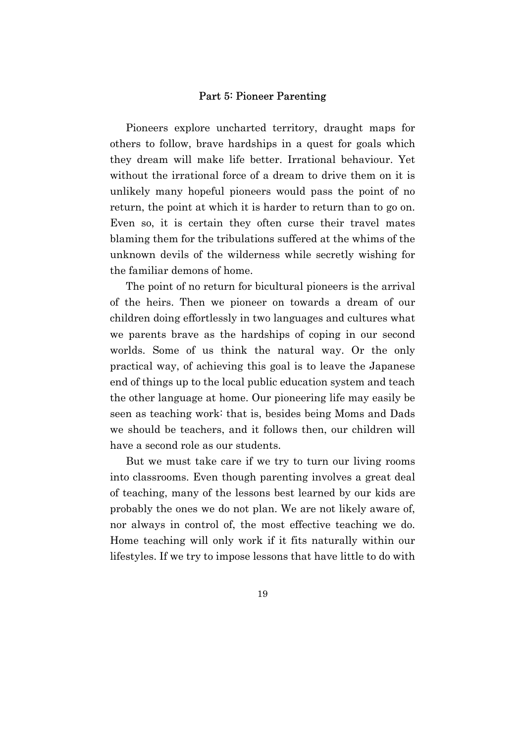## Part 5: Pioneer Parenting

Pioneers explore uncharted territory, draught maps for others to follow, brave hardships in a quest for goals which they dream will make life better. Irrational behaviour. Yet without the irrational force of a dream to drive them on it is unlikely many hopeful pioneers would pass the point of no return, the point at which it is harder to return than to go on. Even so, it is certain they often curse their travel mates blaming them for the tribulations suffered at the whims of the unknown devils of the wilderness while secretly wishing for the familiar demons of home.

The point of no return for bicultural pioneers is the arrival of the heirs. Then we pioneer on towards a dream of our children doing effortlessly in two languages and cultures what we parents brave as the hardships of coping in our second worlds. Some of us think the natural way. Or the only practical way, of achieving this goal is to leave the Japanese end of things up to the local public education system and teach the other language at home. Our pioneering life may easily be seen as teaching work: that is, besides being Moms and Dads we should be teachers, and it follows then, our children will have a second role as our students.

But we must take care if we try to turn our living rooms into classrooms. Even though parenting involves a great deal of teaching, many of the lessons best learned by our kids are probably the ones we do not plan. We are not likely aware of, nor always in control of, the most effective teaching we do. Home teaching will only work if it fits naturally within our lifestyles. If we try to impose lessons that have little to do with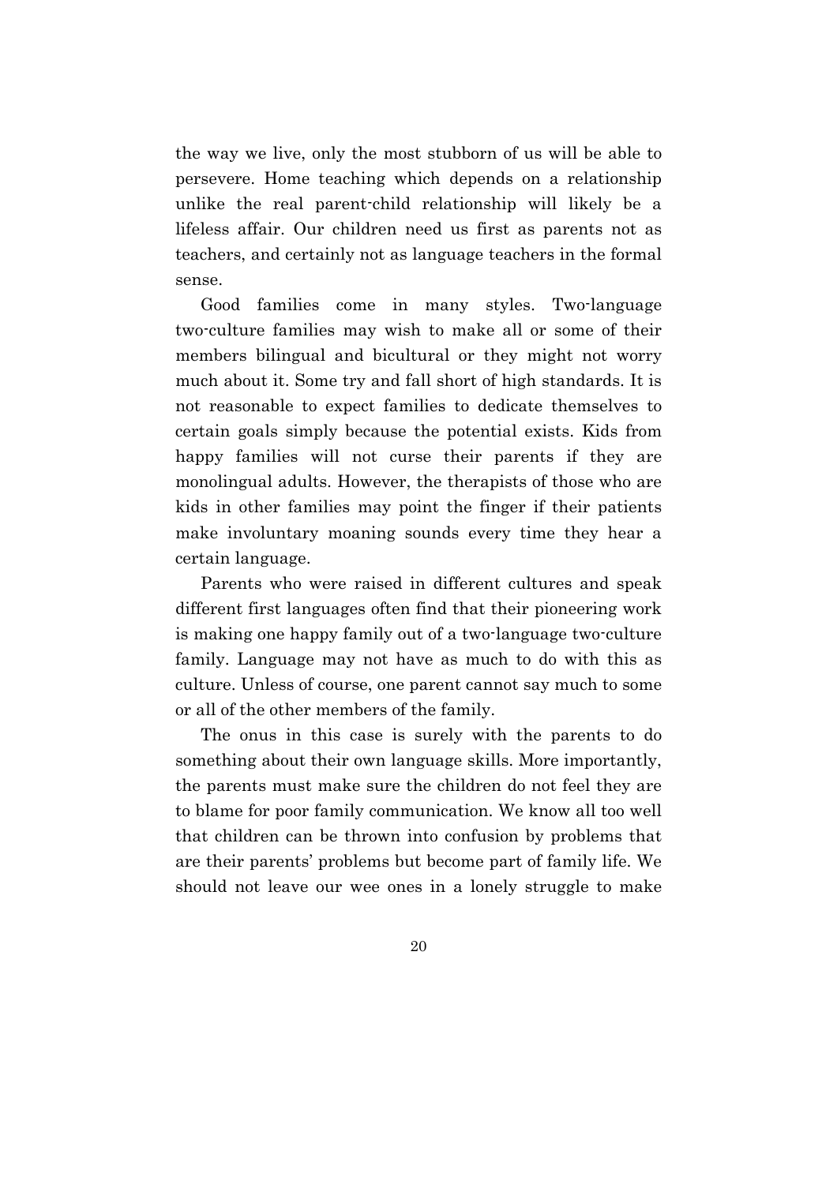the way we live, only the most stubborn of us will be able to persevere. Home teaching which depends on a relationship unlike the real parent-child relationship will likely be a lifeless affair. Our children need us first as parents not as teachers, and certainly not as language teachers in the formal sense.

Good families come in many styles. Two-language two-culture families may wish to make all or some of their members bilingual and bicultural or they might not worry much about it. Some try and fall short of high standards. It is not reasonable to expect families to dedicate themselves to certain goals simply because the potential exists. Kids from happy families will not curse their parents if they are monolingual adults. However, the therapists of those who are kids in other families may point the finger if their patients make involuntary moaning sounds every time they hear a certain language.

Parents who were raised in different cultures and speak different first languages often find that their pioneering work is making one happy family out of a two-language two-culture family. Language may not have as much to do with this as culture. Unless of course, one parent cannot say much to some or all of the other members of the family.

The onus in this case is surely with the parents to do something about their own language skills. More importantly, the parents must make sure the children do not feel they are to blame for poor family communication. We know all too well that children can be thrown into confusion by problems that are their parents' problems but become part of family life. We should not leave our wee ones in a lonely struggle to make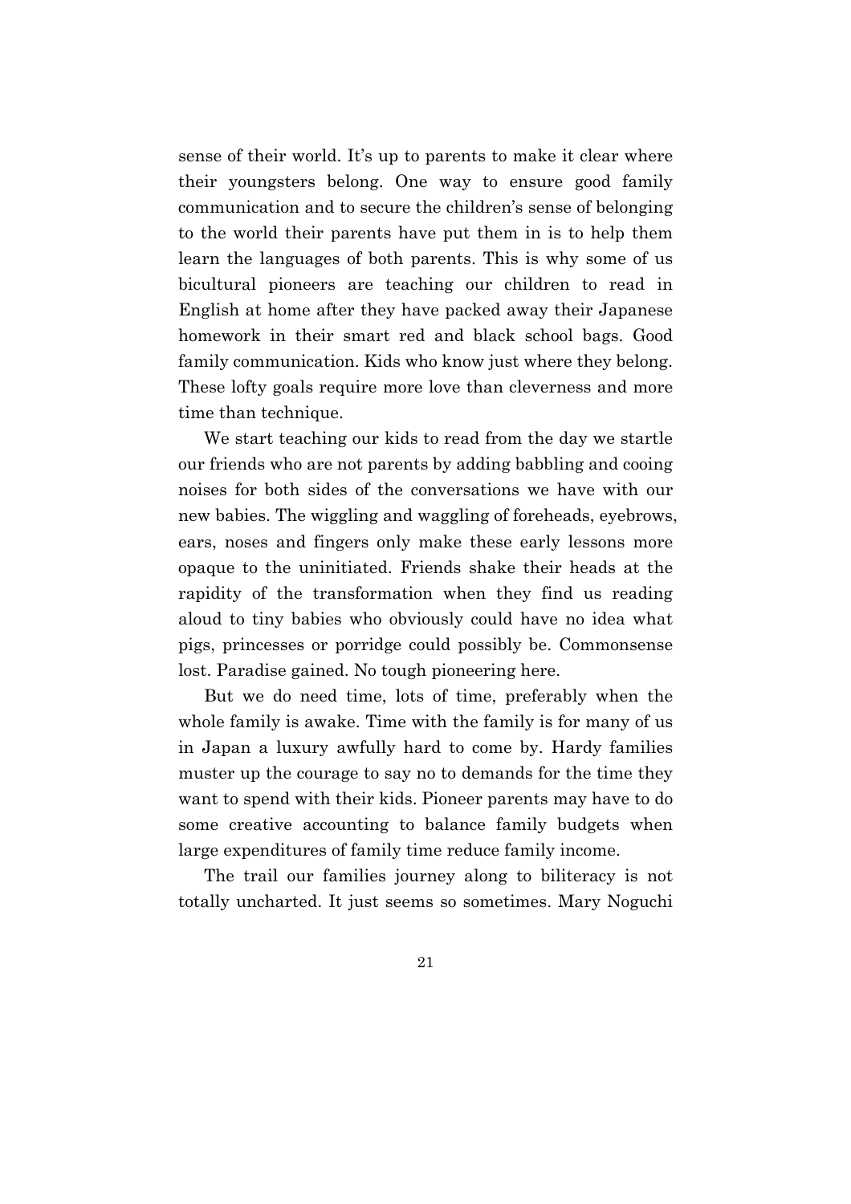sense of their world. It's up to parents to make it clear where their youngsters belong. One way to ensure good family communication and to secure the children's sense of belonging to the world their parents have put them in is to help them learn the languages of both parents. This is why some of us bicultural pioneers are teaching our children to read in English at home after they have packed away their Japanese homework in their smart red and black school bags. Good family communication. Kids who know just where they belong. These lofty goals require more love than cleverness and more time than technique.

We start teaching our kids to read from the day we startle our friends who are not parents by adding babbling and cooing noises for both sides of the conversations we have with our new babies. The wiggling and waggling of foreheads, eyebrows, ears, noses and fingers only make these early lessons more opaque to the uninitiated. Friends shake their heads at the rapidity of the transformation when they find us reading aloud to tiny babies who obviously could have no idea what pigs, princesses or porridge could possibly be. Commonsense lost. Paradise gained. No tough pioneering here.

But we do need time, lots of time, preferably when the whole family is awake. Time with the family is for many of us in Japan a luxury awfully hard to come by. Hardy families muster up the courage to say no to demands for the time they want to spend with their kids. Pioneer parents may have to do some creative accounting to balance family budgets when large expenditures of family time reduce family income.

The trail our families journey along to biliteracy is not totally uncharted. It just seems so sometimes. Mary Noguchi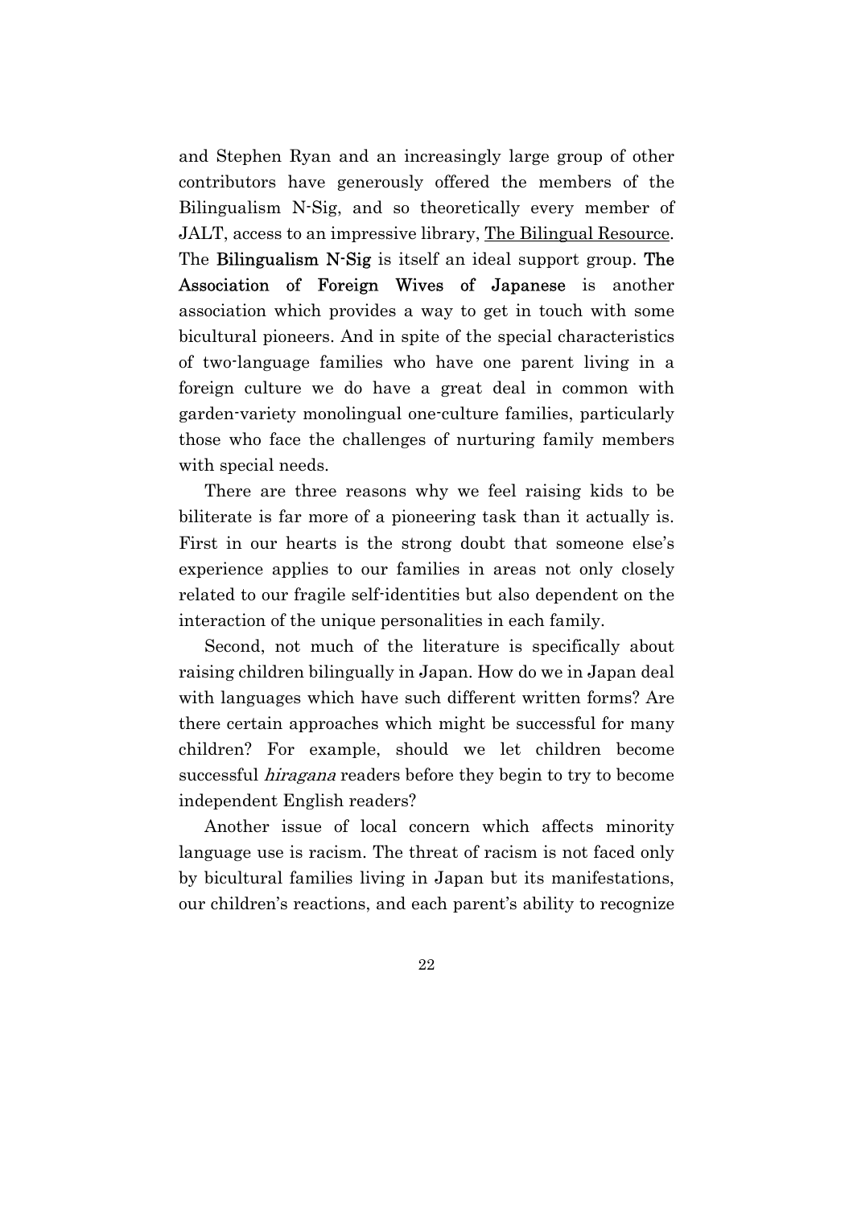and Stephen Ryan and an increasingly large group of other contributors have generously offered the members of the Bilingualism N-Sig, and so theoretically every member of JALT, access to an impressive library, The Bilingual Resource. The **Bilingualism N-Sig** is itself an ideal support group. **The Association of Foreign Wives of Japanese** is another association which provides a way to get in touch with some bicultural pioneers. And in spite of the special characteristics of two-language families who have one parent living in a foreign culture we do have a great deal in common with garden-variety monolingual one-culture families, particularly those who face the challenges of nurturing family members with special needs.

There are three reasons why we feel raising kids to be biliterate is far more of a pioneering task than it actually is. First in our hearts is the strong doubt that someone else's experience applies to our families in areas not only closely related to our fragile self-identities but also dependent on the interaction of the unique personalities in each family.

Second, not much of the literature is specifically about raising children bilingually in Japan. How do we in Japan deal with languages which have such different written forms? Are there certain approaches which might be successful for many children? For example, should we let children become successful *hiragana* readers before they begin to try to become independent English readers?

Another issue of local concern which affects minority language use is racism. The threat of racism is not faced only by bicultural families living in Japan but its manifestations, our children's reactions, and each parent's ability to recognize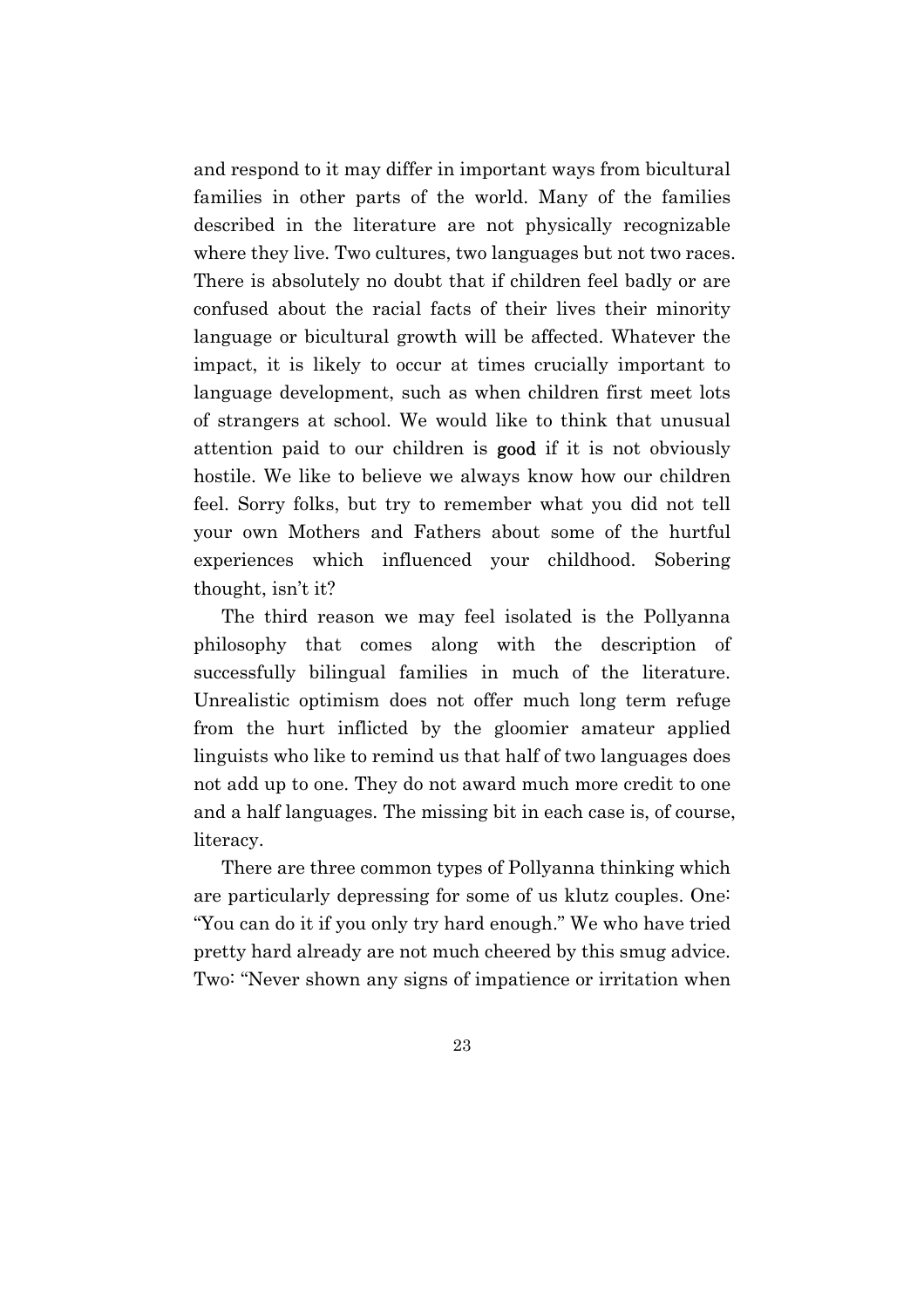and respond to it may differ in important ways from bicultural families in other parts of the world. Many of the families described in the literature are not physically recognizable where they live. Two cultures, two languages but not two races. There is absolutely no doubt that if children feel badly or are confused about the racial facts of their lives their minority language or bicultural growth will be affected. Whatever the impact, it is likely to occur at times crucially important to language development, such as when children first meet lots of strangers at school. We would like to think that unusual attention paid to our children is good if it is not obviously hostile. We like to believe we always know how our children feel. Sorry folks, but try to remember what you did not tell your own Mothers and Fathers about some of the hurtful experiences which influenced your childhood. Sobering thought, isn't it?

The third reason we may feel isolated is the Pollyanna philosophy that comes along with the description of successfully bilingual families in much of the literature. Unrealistic optimism does not offer much long term refuge from the hurt inflicted by the gloomier amateur applied linguists who like to remind us that half of two languages does not add up to one. They do not award much more credit to one and a half languages. The missing bit in each case is, of course, literacy.

There are three common types of Pollyanna thinking which are particularly depressing for some of us klutz couples. One: "You can do it if you only try hard enough." We who have tried pretty hard already are not much cheered by this smug advice. Two: "Never shown any signs of impatience or irritation when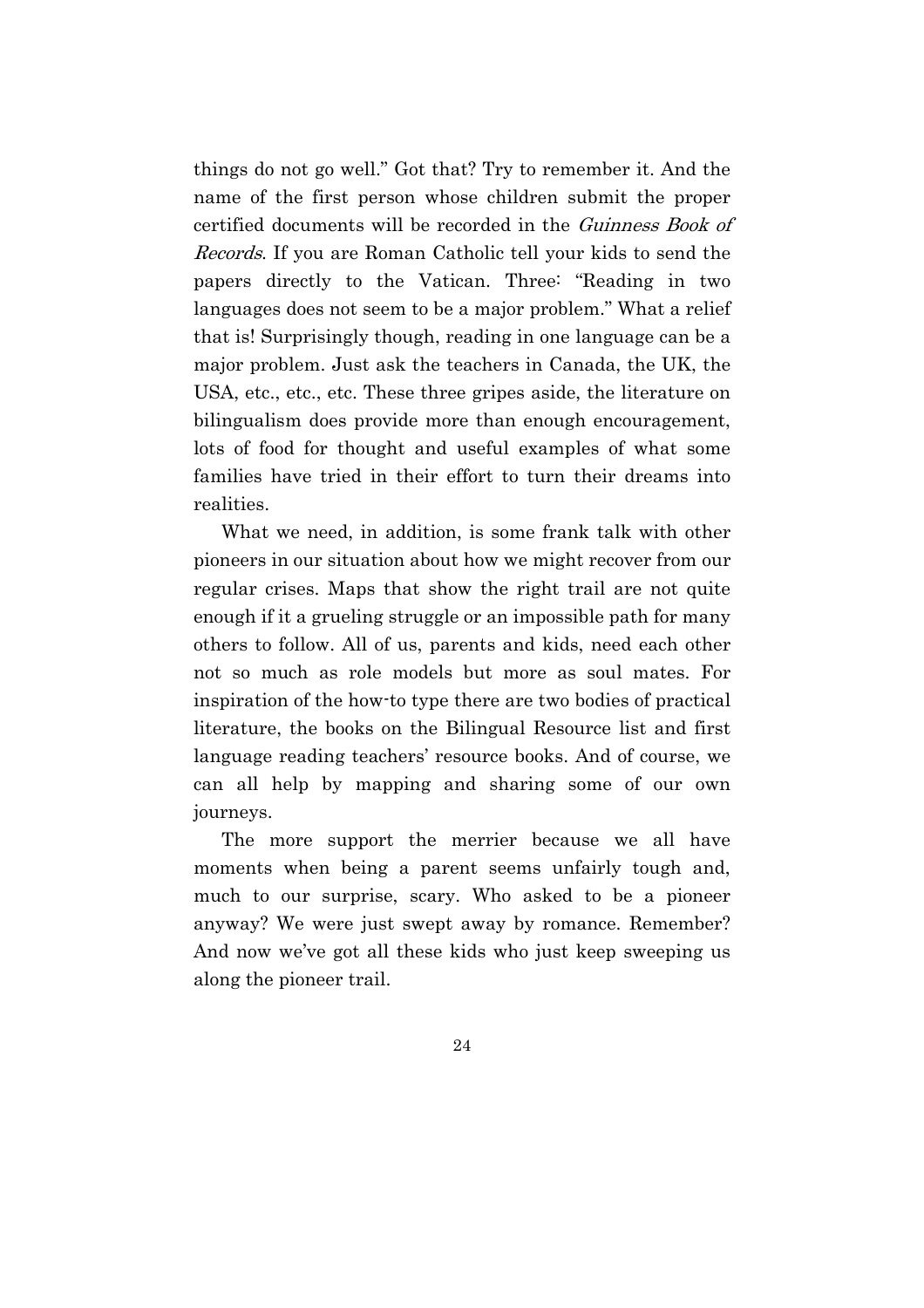things do not go well." Got that? Try to remember it. And the name of the first person whose children submit the proper certified documents will be recorded in the *Guinness Book of Records*. If you are Roman Catholic tell your kids to send the papers directly to the Vatican. Three: "Reading in two languages does not seem to be a major problem." What a relief that is! Surprisingly though, reading in one language can be a major problem. Just ask the teachers in Canada, the UK, the USA, etc., etc., etc. These three gripes aside, the literature on bilingualism does provide more than enough encouragement, lots of food for thought and useful examples of what some families have tried in their effort to turn their dreams into realities.

What we need, in addition, is some frank talk with other pioneers in our situation about how we might recover from our regular crises. Maps that show the right trail are not quite enough if it a grueling struggle or an impossible path for many others to follow. All of us, parents and kids, need each other not so much as role models but more as soul mates. For inspiration of the how-to type there are two bodies of practical literature, the books on the Bilingual Resource list and first language reading teachers' resource books. And of course, we can all help by mapping and sharing some of our own journeys.

The more support the merrier because we all have moments when being a parent seems unfairly tough and, much to our surprise, scary. Who asked to be a pioneer anyway? We were just swept away by romance. Remember? And now we've got all these kids who just keep sweeping us along the pioneer trail.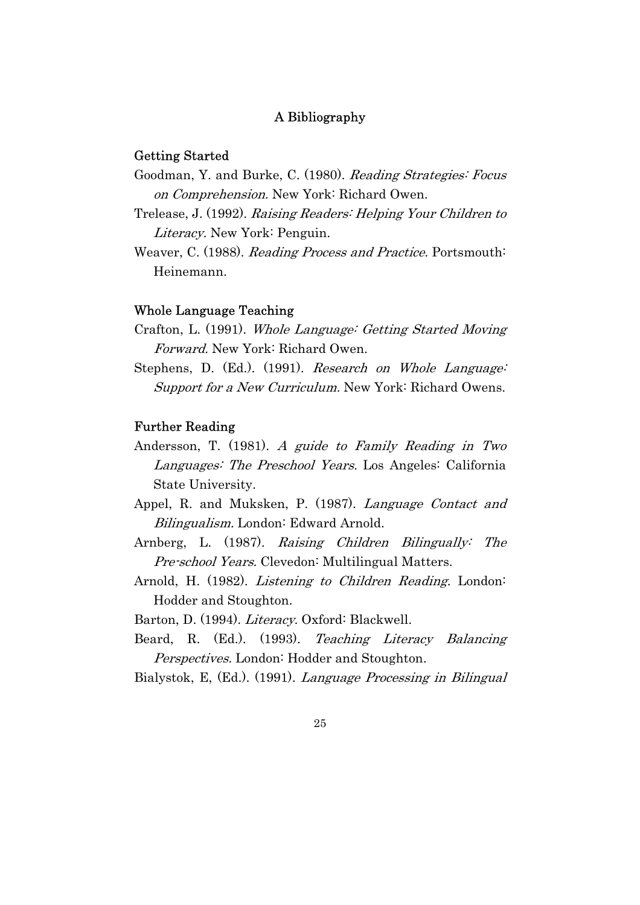# A Bibliography

## Getting Started

Goodman, Y. and Burke, C. (1980). *Reading Strategies: Focus on Comprehension.* New York: Richard Owen.

Trelease, J. (1992). *Raising Readers: Helping Your Children to Literacy.* New York: Penguin.

Weaver, C. (1988). *Reading Process and Practice.* Portsmouth: Heinemann.

## Whole Language Teaching

Crafton, L. (1991). *Whole Language: Getting Started Moving Forward.* New York: Richard Owen.

Stephens, D. (Ed.). (1991). *Research on Whole Language: Support for a New Curriculum.* New York: Richard Owens.

## Further Reading

Andersson, T. (1981). *A guide to Family Reading in Two Languages: The Preschool Years.* Los Angeles: California State University.

Appel, R. and Muksken, P. (1987). *Language Contact and Bilingualism.* London: Edward Arnold.

Arnberg, L. (1987). *Raising Children Bilingually: The Pre-school Years.* Clevedon: Multilingual Matters.

Arnold, H. (1982). *Listening to Children Reading.* London: Hodder and Stoughton.

Barton, D. (1994). *Literacy.* Oxford: Blackwell.

Beard, R. (Ed.). (1993). *Teaching Literacy Balancing Perspectives.* London: Hodder and Stoughton.

Bialystok, E, (Ed.). (1991). *Language Processing in Bilingual*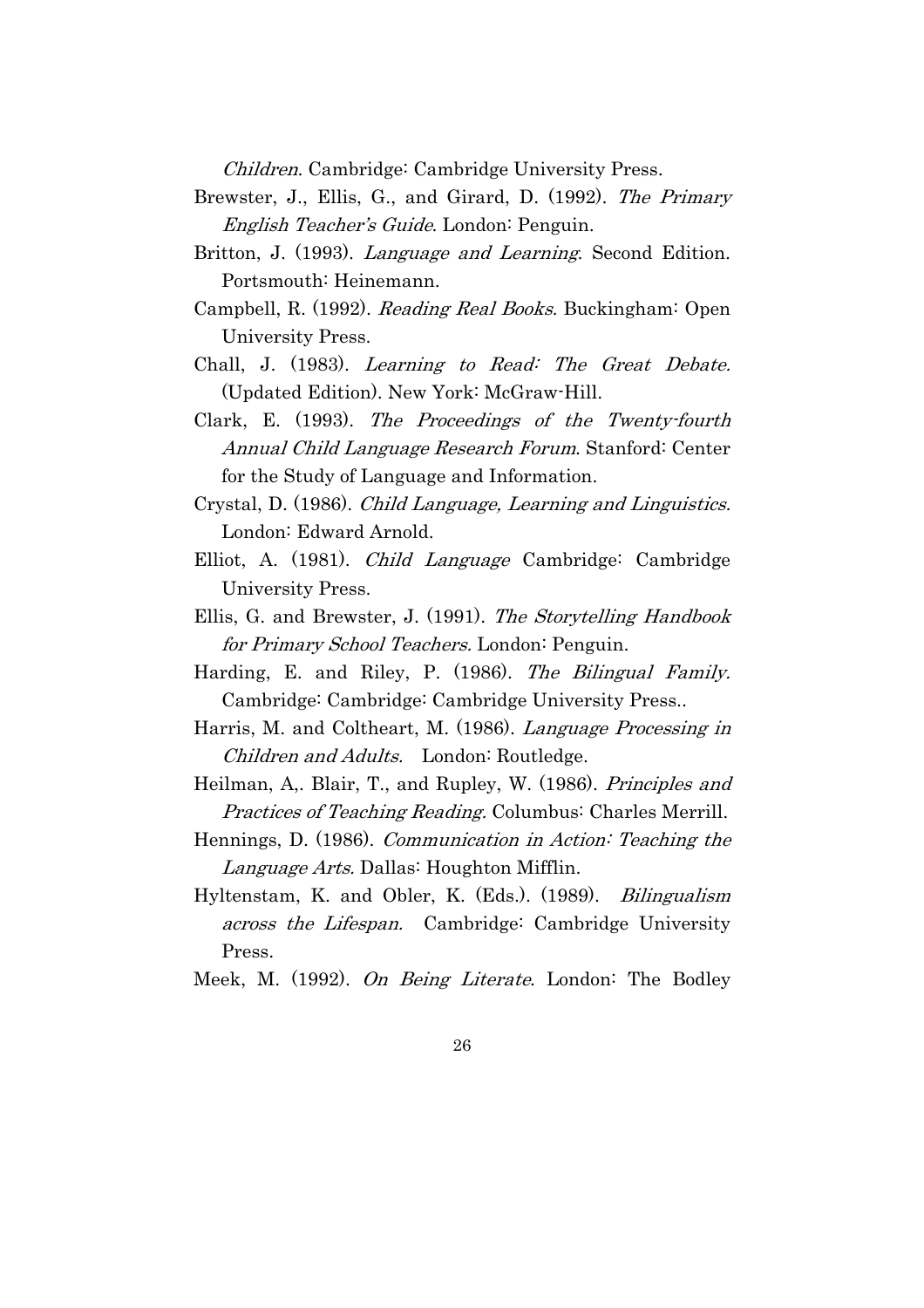*Children*. Cambridge: Cambridge University Press.

Brewster, J., Ellis, G., and Girard, D. (1992). *The Primary English Teacher's Guide*. London: Penguin.

Britton, J. (1993). *Language and Learning*. Second Edition. Portsmouth: Heinemann.

Campbell, R. (1992). *Reading Real Books.* Buckingham: Open University Press.

Chall, J. (1983). *Learning to Read: The Great Debate.* (Updated Edition). New York: McGraw-Hill.

Clark, E. (1993). *The Proceedings of the Twenty-fourth Annual Child Language Research Forum*. Stanford: Center for the Study of Language and Information.

Crystal, D. (1986). *Child Language, Learning and Linguistics.* London: Edward Arnold.

Elliot, A. (1981). *Child Language* Cambridge: Cambridge University Press.

Ellis, G. and Brewster, J. (1991). *The Storytelling Handbook for Primary School Teachers.* London: Penguin.

Harding, E. and Riley, P. (1986). *The Bilingual Family.* Cambridge: Cambridge: Cambridge University Press..

Harris, M. and Coltheart, M. (1986). *Language Processing in Children and Adults.* London: Routledge.

Heilman, A,. Blair, T., and Rupley, W. (1986). *Principles and Practices of Teaching Reading.* Columbus: Charles Merrill.

Hennings, D. (1986). *Communication in Action: Teaching the Language Arts*. Dallas: Houghton Mifflin.

Hyltenstam, K. and Obler, K. (Eds.). (1989). *Bilingualism across the Lifespan.* Cambridge: Cambridge University Press.

Meek, M. (1992). *On Being Literate*. London: The Bodley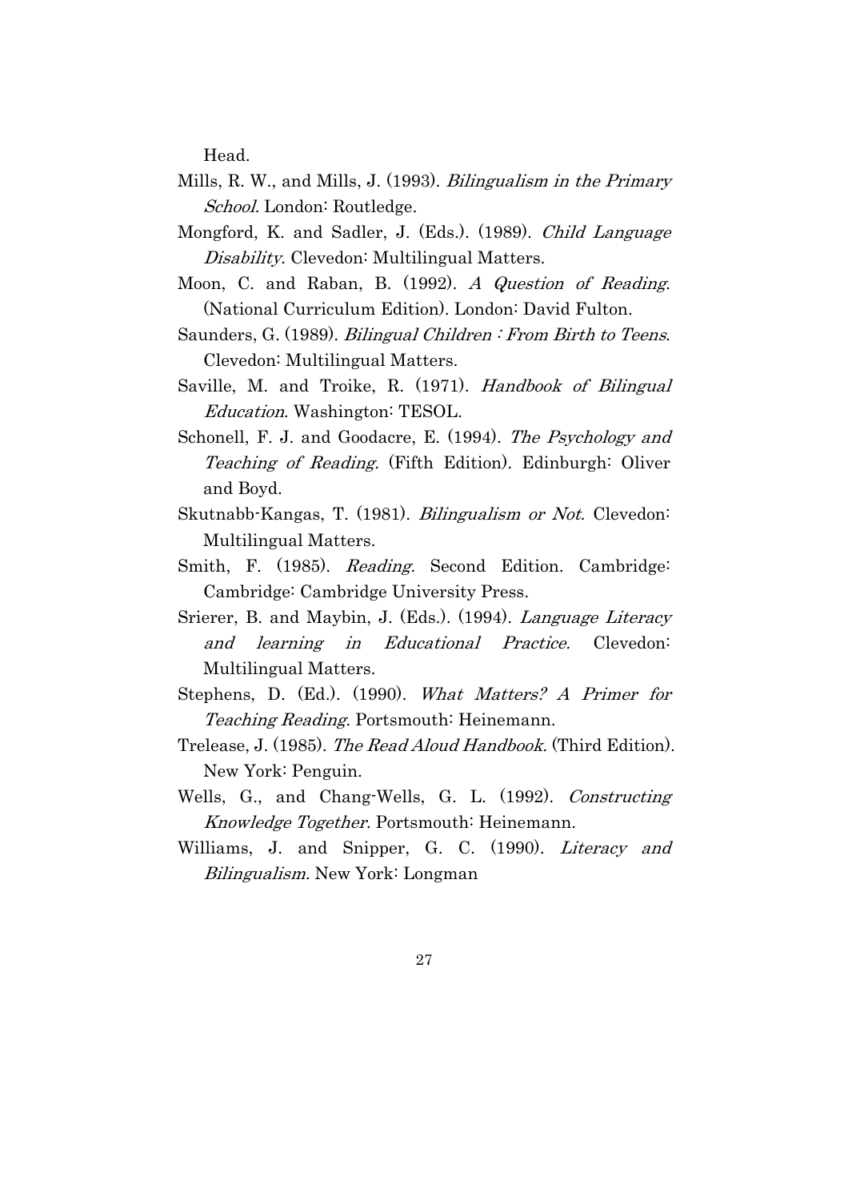Head.

Mills, R. W., and Mills, J. (1993). *Bilingualism in the Primary School.* London: Routledge.

Mongford, K. and Sadler, J. (Eds.). (1989). *Child Language Disability*. Clevedon: Multilingual Matters.

Moon, C. and Raban, B. (1992). *A Question of Reading*. (National Curriculum Edition). London: David Fulton.

Saunders, G. (1989). *Bilingual Children : From Birth to Teens*. Clevedon: Multilingual Matters.

Saville, M. and Troike, R. (1971). *Handbook of Bilingual Education*. Washington: TESOL.

Schonell, F. J. and Goodacre, E. (1994). *The Psychology and Teaching of Reading.* (Fifth Edition). Edinburgh: Oliver and Boyd.

Skutnabb-Kangas, T. (1981). *Bilingualism or Not*. Clevedon: Multilingual Matters.

Smith, F. (1985). *Reading.* Second Edition. Cambridge: Cambridge: Cambridge University Press.

Srierer, B. and Maybin, J. (Eds.). (1994). *Language Literacy and learning in Educational Practice.* Clevedon: Multilingual Matters.

Stephens, D. (Ed.). (1990). *What Matters? A Primer for Teaching Reading.* Portsmouth: Heinemann.

Trelease, J. (1985). *The Read Aloud Handbook.* (Third Edition). New York: Penguin.

Wells, G., and Chang-Wells, G. L. (1992). *Constructing Knowledge Together.* Portsmouth: Heinemann.

Williams, J. and Snipper, G. C. (1990). *Literacy and Bilingualism.* New York: Longman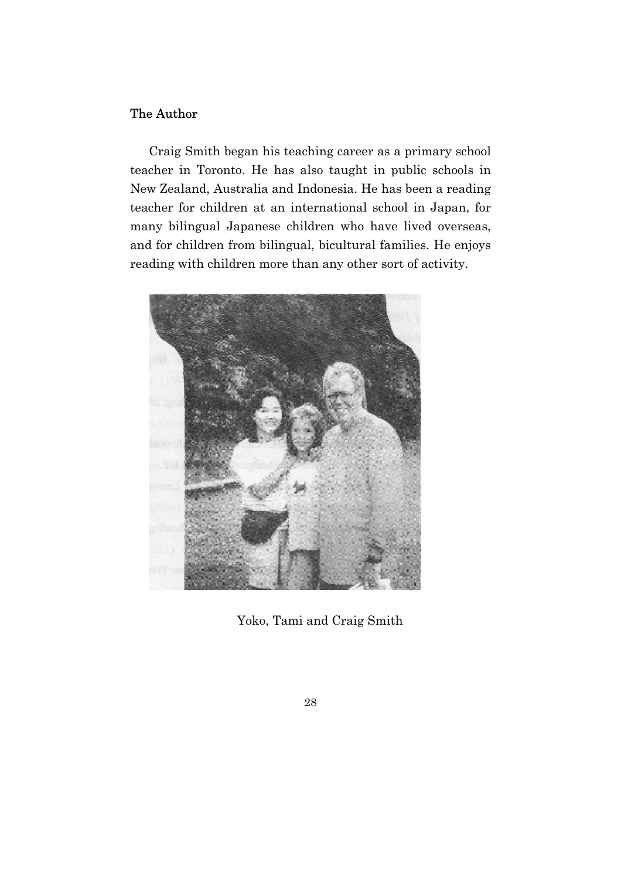## The Author

Craig Smith began his teaching career as a primary school teacher in Toronto. He has also taught in public schools in New Zealand, Australia and Indonesia. He has been a reading teacher for children at an international school in Japan, for many bilingual Japanese children who have lived overseas, and for children from bilingual, bicultural families. He enjoys reading with children more than any other sort of activity.

Yoko, Tami and Craig Smith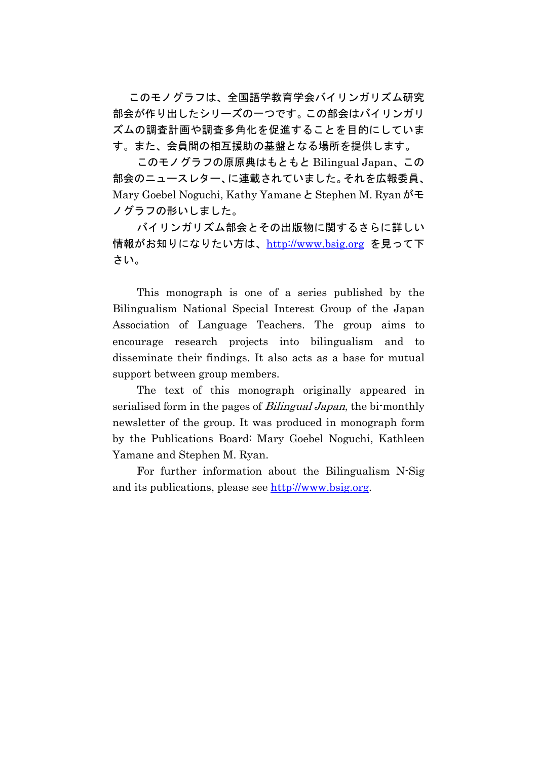このモノグラフは、全国語学教育学会バイリンガリズム研究部会が作り出したシリーズの一つです。この部会はバイリンガリズムの調査計画や調査多角化を促進することを目的にしています。また、会員間の相互援助の基盤となる場所を提供します。

このモノグラフの原原典はもともと Bilingual Japan、この部会のニュースレター、に連載されていました。それを広報委員、Mary Goebel Noguchi, Kathy Yamane と Stephen M. Ryan がモノグラフの形いしました。

バイリンガリズム部会とその出版物に関するさらに詳しい情報がお知りになりたい方は、http://www.bsig.org を見って下さい。

This monograph is one of a series published by the Bilingualism National Special Interest Group of the Japan Association of Language Teachers. The group aims to encourage research projects into bilingualism and to disseminate their findings. It also acts as a base for mutual support between group members.

The text of this monograph originally appeared in serialised form in the pages of *Bilingual Japan*, the bi-monthly newsletter of the group. It was produced in monograph form by the Publications Board: Mary Goebel Noguchi, Kathleen Yamane and Stephen M. Ryan.

For further information about the Bilingualism N-Sig and its publications, please see http://www.bsig.org.